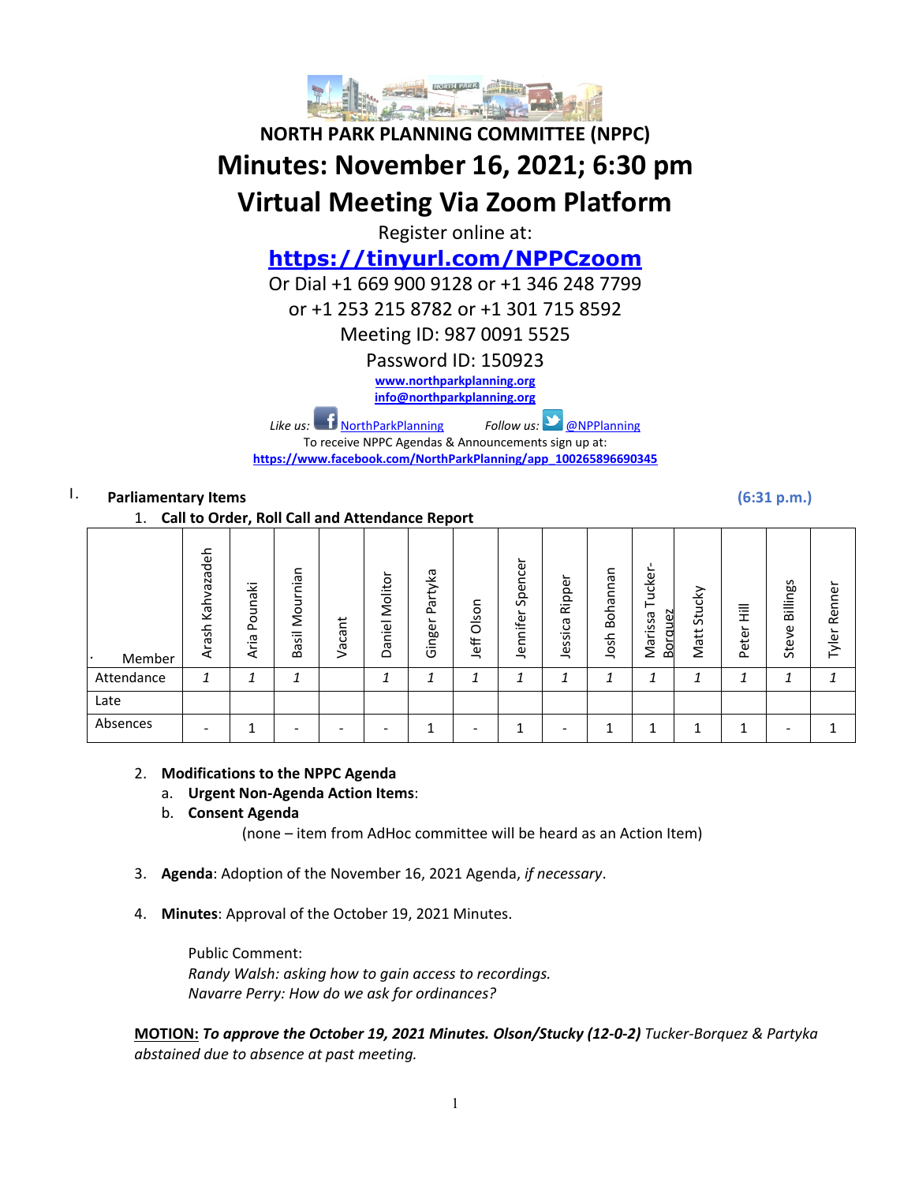# NORTH PARK PLANNING COMMITTEE (NPPC)

# Minutes: November 16, 2021; 6:30 pm

# Virtual Meeting Via Zoom Platform

Register online at:

**https://tinyurl.com/NPPCzoom**

Or Dial +1 669 900 9128 or +1 346 248 7799

or +1 253 215 8782 or +1 301 715 8592

Meeting ID: 987 0091 5525

Password ID: 150923

**www.northparkplanning.org**

**info@northparkplanning.org**

*Like us:* NorthParkPlanning *Follow us:* @NPPlanning

To receive NPPC Agendas & Announcements sign up at:

**https://www.facebook.com/NorthParkPlanning/app_100265896690345**

## I. Parliamentary Items (6:31 p.m.)

1. **Call to Order, Roll Call and Attendance Report**

| Member | Arash Kahvazadeh | Aria Pounaki | Basil Mournian | Vacant | Daniel Molitor | Ginger Partyka | Jeff Olson | Jennifer Spencer | Jessica Ripper | Josh Bohannan | Marissa Tucker-Borquez | Matt Stucky | Peter Hill | Steve Billings | Tyler Renner |
|---|---|---|---|---|---|---|---|---|---|---|---|---|---|---|---|
| Attendance | 1 | 1 | 1 | | 1 | 1 | 1 | 1 | 1 | 1 | 1 | 1 | 1 | 1 | 1 |
| Late | | | | | | | | | | | | | | | |
| Absences | - | 1 | - | - | - | 1 | - | 1 | - | 1 | 1 | 1 | 1 | - | 1 |

2. **Modifications to the NPPC Agenda**
   a. **Urgent Non-Agenda Action Items**:
   b. **Consent Agenda**

      (none – item from AdHoc committee will be heard as an Action Item)

3. **Agenda**: Adoption of the November 16, 2021 Agenda, *if necessary*.

4. **Minutes**: Approval of the October 19, 2021 Minutes.

   Public Comment:
   *Randy Walsh: asking how to gain access to recordings.*
   *Navarre Perry: How do we ask for ordinances?*

**MOTION:** ***To approve the October 19, 2021 Minutes. Olson/Stucky (12-0-2)*** *Tucker-Borquez & Partyka abstained due to absence at past meeting.*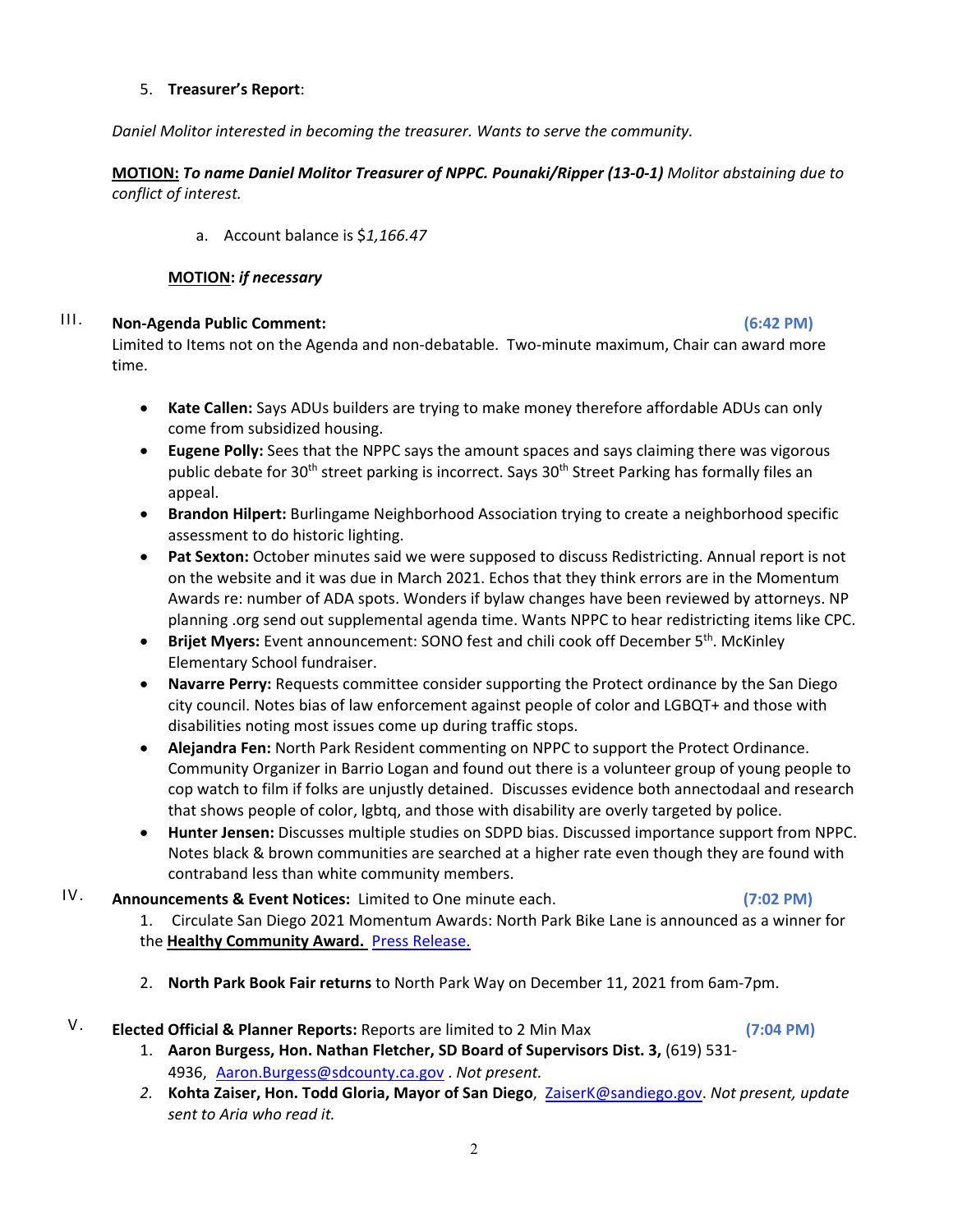5. **Treasurer's Report**:

*Daniel Molitor interested in becoming the treasurer. Wants to serve the community.*

**MOTION:** ***To name Daniel Molitor Treasurer of NPPC. Pounaki/Ripper (13-0-1)*** *Molitor abstaining due to conflict of interest.*

a. Account balance is $*1,166.47*

**MOTION:** ***if necessary***

III. **Non-Agenda Public Comment:** **(6:42 PM)**
Limited to Items not on the Agenda and non-debatable. Two-minute maximum, Chair can award more time.

- **Kate Callen:** Says ADUs builders are trying to make money therefore affordable ADUs can only come from subsidized housing.
- **Eugene Polly:** Sees that the NPPC says the amount spaces and says claiming there was vigorous public debate for 30th street parking is incorrect. Says 30th Street Parking has formally files an appeal.
- **Brandon Hilpert:** Burlingame Neighborhood Association trying to create a neighborhood specific assessment to do historic lighting.
- **Pat Sexton:** October minutes said we were supposed to discuss Redistricting. Annual report is not on the website and it was due in March 2021. Echos that they think errors are in the Momentum Awards re: number of ADA spots. Wonders if bylaw changes have been reviewed by attorneys. NP planning .org send out supplemental agenda time. Wants NPPC to hear redistricting items like CPC.
- **Brijet Myers:** Event announcement: SONO fest and chili cook off December 5th. McKinley Elementary School fundraiser.
- **Navarre Perry:** Requests committee consider supporting the Protect ordinance by the San Diego city council. Notes bias of law enforcement against people of color and LGBQT+ and those with disabilities noting most issues come up during traffic stops.
- **Alejandra Fen:** North Park Resident commenting on NPPC to support the Protect Ordinance. Community Organizer in Barrio Logan and found out there is a volunteer group of young people to cop watch to film if folks are unjustly detained. Discusses evidence both annectodaal and research that shows people of color, lgbtq, and those with disability are overly targeted by police.
- **Hunter Jensen:** Discusses multiple studies on SDPD bias. Discussed importance support from NPPC. Notes black & brown communities are searched at a higher rate even though they are found with contraband less than white community members.

IV. **Announcements & Event Notices:** Limited to One minute each. **(7:02 PM)**

1. Circulate San Diego 2021 Momentum Awards: North Park Bike Lane is announced as a winner for the **Healthy Community Award.** Press Release.

2. **North Park Book Fair returns** to North Park Way on December 11, 2021 from 6am-7pm.

V. **Elected Official & Planner Reports:** Reports are limited to 2 Min Max **(7:04 PM)**

1. **Aaron Burgess, Hon. Nathan Fletcher, SD Board of Supervisors Dist. 3,** (619) 531-4936, Aaron.Burgess@sdcounty.ca.gov . *Not present.*
2. **Kohta Zaiser, Hon. Todd Gloria, Mayor of San Diego**, ZaiserK@sandiego.gov. *Not present, update sent to Aria who read it.*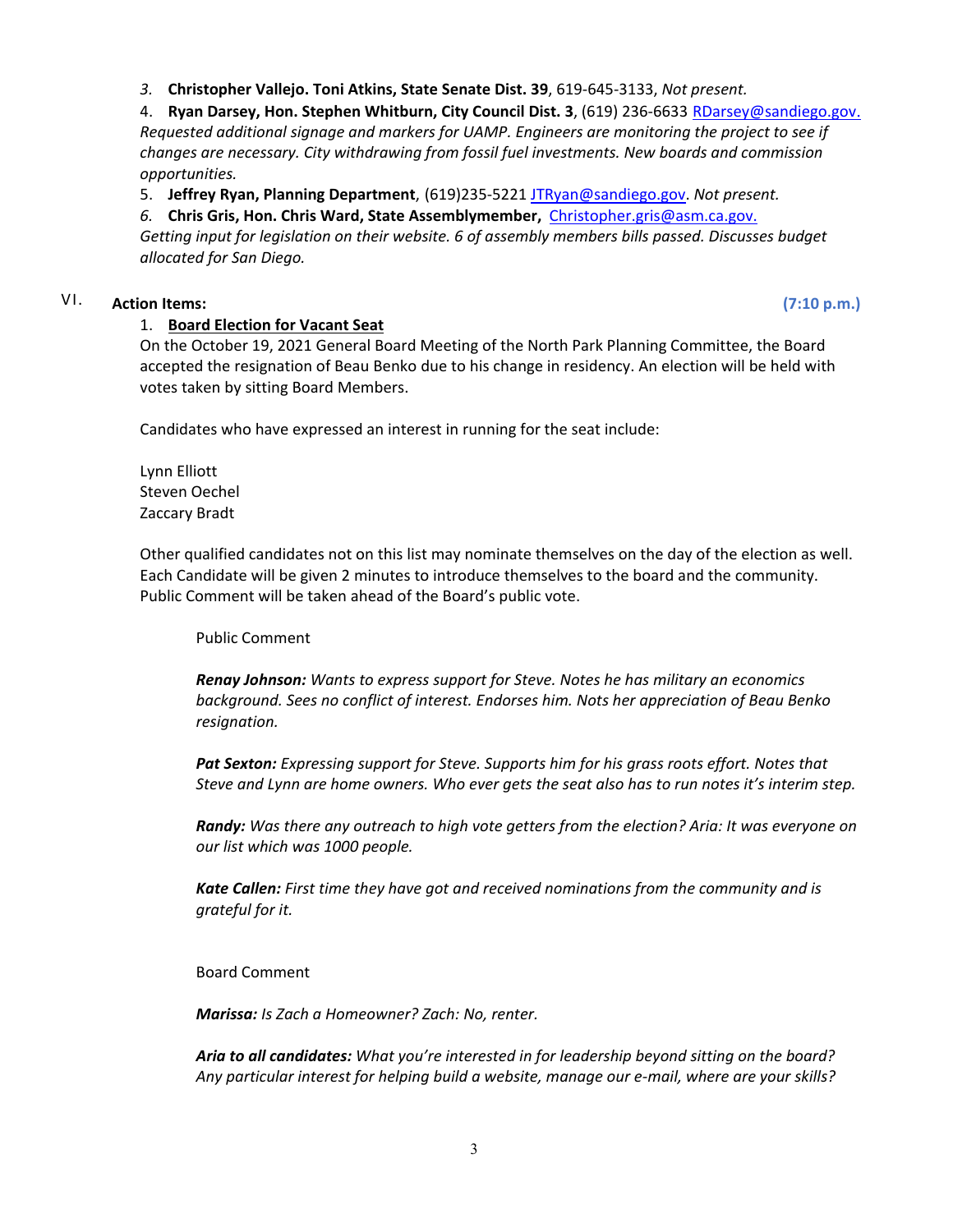3. **Christopher Vallejo. Toni Atkins, State Senate Dist. 39**, 619-645-3133, *Not present.*

4. **Ryan Darsey, Hon. Stephen Whitburn, City Council Dist. 3**, (619) 236-6633 RDarsey@sandiego.gov. *Requested additional signage and markers for UAMP. Engineers are monitoring the project to see if changes are necessary. City withdrawing from fossil fuel investments. New boards and commission opportunities.*

5. **Jeffrey Ryan, Planning Department**, (619)235-5221 JTRyan@sandiego.gov. *Not present.*

6. **Chris Gris, Hon. Chris Ward, State Assemblymember,** Christopher.gris@asm.ca.gov. *Getting input for legislation on their website. 6 of assembly members bills passed. Discusses budget allocated for San Diego.*

## VI. Action Items: (7:10 p.m.)

1. **Board Election for Vacant Seat**

On the October 19, 2021 General Board Meeting of the North Park Planning Committee, the Board accepted the resignation of Beau Benko due to his change in residency. An election will be held with votes taken by sitting Board Members.

Candidates who have expressed an interest in running for the seat include:

Lynn Elliott
Steven Oechel
Zaccary Bradt

Other qualified candidates not on this list may nominate themselves on the day of the election as well. Each Candidate will be given 2 minutes to introduce themselves to the board and the community. Public Comment will be taken ahead of the Board's public vote.

Public Comment

***Renay Johnson:*** *Wants to express support for Steve. Notes he has military an economics background. Sees no conflict of interest. Endorses him. Nots her appreciation of Beau Benko resignation.*

***Pat Sexton:*** *Expressing support for Steve. Supports him for his grass roots effort. Notes that Steve and Lynn are home owners. Who ever gets the seat also has to run notes it's interim step.*

***Randy:*** *Was there any outreach to high vote getters from the election? Aria: It was everyone on our list which was 1000 people.*

***Kate Callen:*** *First time they have got and received nominations from the community and is grateful for it.*

Board Comment

***Marissa:*** *Is Zach a Homeowner? Zach: No, renter.*

***Aria to all candidates:*** *What you're interested in for leadership beyond sitting on the board? Any particular interest for helping build a website, manage our e-mail, where are your skills?*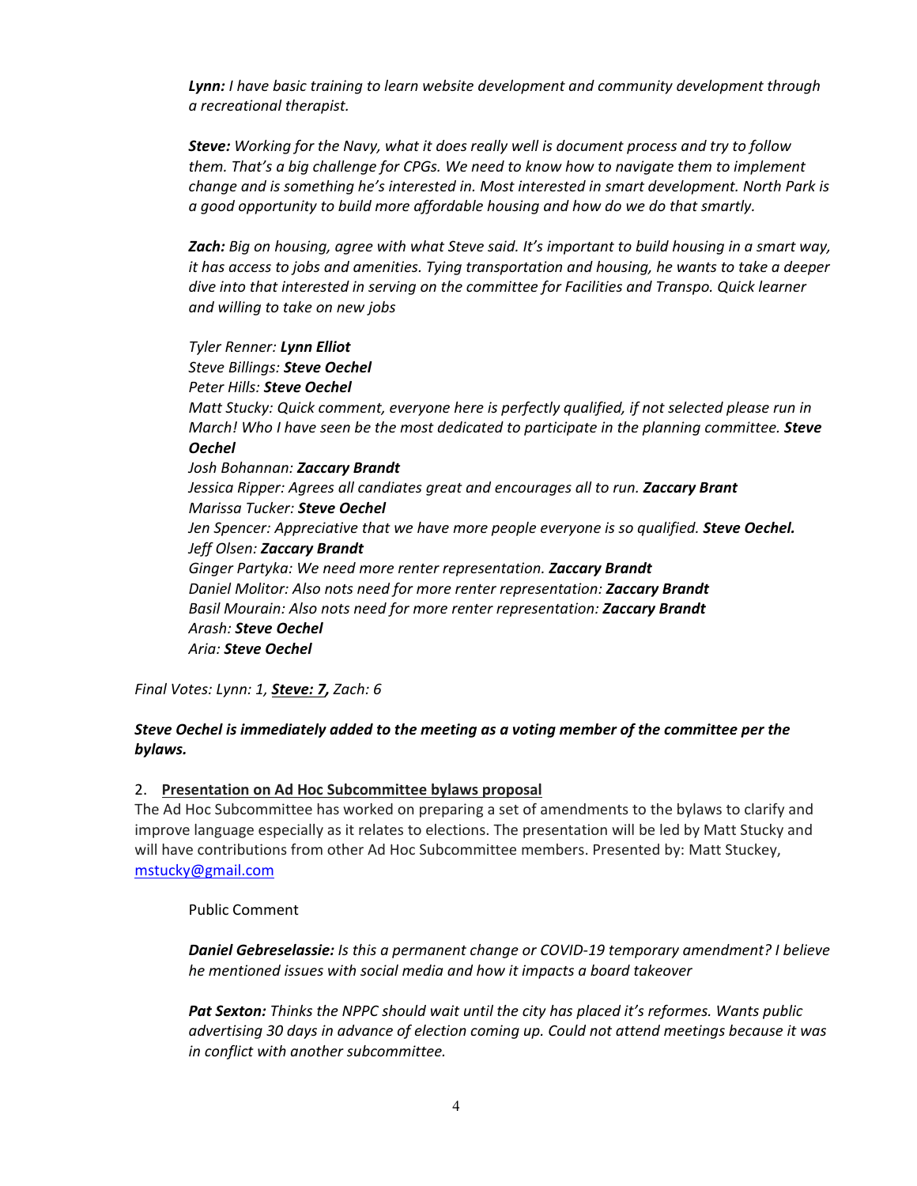***Lynn:*** *I have basic training to learn website development and community development through a recreational therapist.*

***Steve:*** *Working for the Navy, what it does really well is document process and try to follow them. That's a big challenge for CPGs. We need to know how to navigate them to implement change and is something he's interested in. Most interested in smart development. North Park is a good opportunity to build more affordable housing and how do we do that smartly.*

***Zach:*** *Big on housing, agree with what Steve said. It's important to build housing in a smart way, it has access to jobs and amenities. Tying transportation and housing, he wants to take a deeper dive into that interested in serving on the committee for Facilities and Transpo. Quick learner and willing to take on new jobs*

*Tyler Renner:* ***Lynn Elliot***
*Steve Billings:* ***Steve Oechel***
*Peter Hills:* ***Steve Oechel***
*Matt Stucky: Quick comment, everyone here is perfectly qualified, if not selected please run in March! Who I have seen be the most dedicated to participate in the planning committee.* ***Steve Oechel***
*Josh Bohannan:* ***Zaccary Brandt***
*Jessica Ripper: Agrees all candiates great and encourages all to run.* ***Zaccary Brant***
*Marissa Tucker:* ***Steve Oechel***
*Jen Spencer: Appreciative that we have more people everyone is so qualified.* ***Steve Oechel.***
*Jeff Olsen:* ***Zaccary Brandt***
*Ginger Partyka: We need more renter representation.* ***Zaccary Brandt***
*Daniel Molitor: Also nots need for more renter representation:* ***Zaccary Brandt***
*Basil Mourain: Also nots need for more renter representation:* ***Zaccary Brandt***
*Arash:* ***Steve Oechel***
*Aria:* ***Steve Oechel***

*Final Votes: Lynn: 1, **<u>Steve: 7</u>,** Zach: 6*

***Steve Oechel is immediately added to the meeting as a voting member of the committee per the bylaws.***

2. **<u>Presentation on Ad Hoc Subcommittee bylaws proposal</u>**

The Ad Hoc Subcommittee has worked on preparing a set of amendments to the bylaws to clarify and improve language especially as it relates to elections. The presentation will be led by Matt Stucky and will have contributions from other Ad Hoc Subcommittee members. Presented by: Matt Stuckey, mstucky@gmail.com

Public Comment

***Daniel Gebreselassie:*** *Is this a permanent change or COVID-19 temporary amendment? I believe he mentioned issues with social media and how it impacts a board takeover*

***Pat Sexton:*** *Thinks the NPPC should wait until the city has placed it's reformes. Wants public advertising 30 days in advance of election coming up. Could not attend meetings because it was in conflict with another subcommittee.*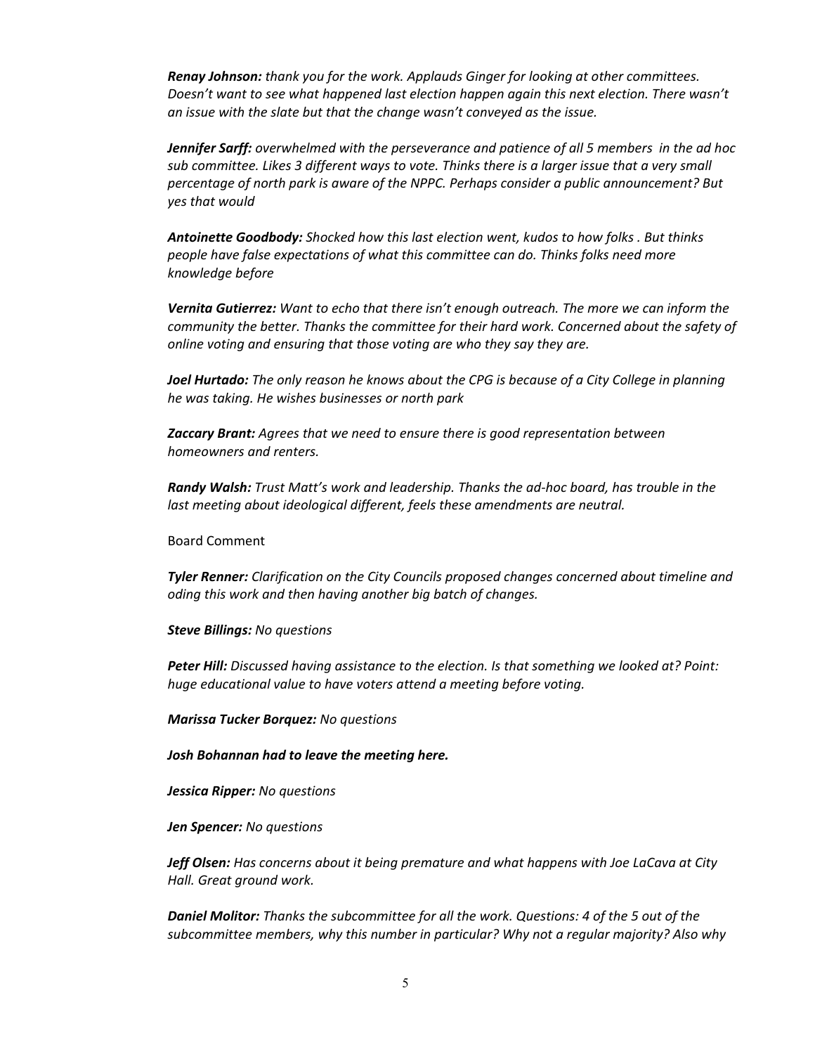***Renay Johnson:*** *thank you for the work. Applauds Ginger for looking at other committees. Doesn't want to see what happened last election happen again this next election. There wasn't an issue with the slate but that the change wasn't conveyed as the issue.*

***Jennifer Sarff:*** *overwhelmed with the perseverance and patience of all 5 members in the ad hoc sub committee. Likes 3 different ways to vote. Thinks there is a larger issue that a very small percentage of north park is aware of the NPPC. Perhaps consider a public announcement? But yes that would*

***Antoinette Goodbody:*** *Shocked how this last election went, kudos to how folks . But thinks people have false expectations of what this committee can do. Thinks folks need more knowledge before*

***Vernita Gutierrez:*** *Want to echo that there isn't enough outreach. The more we can inform the community the better. Thanks the committee for their hard work. Concerned about the safety of online voting and ensuring that those voting are who they say they are.*

***Joel Hurtado:*** *The only reason he knows about the CPG is because of a City College in planning he was taking. He wishes businesses or north park*

***Zaccary Brant:*** *Agrees that we need to ensure there is good representation between homeowners and renters.*

***Randy Walsh:*** *Trust Matt's work and leadership. Thanks the ad-hoc board, has trouble in the last meeting about ideological different, feels these amendments are neutral.*

Board Comment

***Tyler Renner:*** *Clarification on the City Councils proposed changes concerned about timeline and oding this work and then having another big batch of changes.*

***Steve Billings:*** *No questions*

***Peter Hill:*** *Discussed having assistance to the election. Is that something we looked at? Point: huge educational value to have voters attend a meeting before voting.*

***Marissa Tucker Borquez:*** *No questions*

***Josh Bohannan had to leave the meeting here.***

***Jessica Ripper:*** *No questions*

***Jen Spencer:*** *No questions*

***Jeff Olsen:*** *Has concerns about it being premature and what happens with Joe LaCava at City Hall. Great ground work.*

***Daniel Molitor:*** *Thanks the subcommittee for all the work. Questions: 4 of the 5 out of the subcommittee members, why this number in particular? Why not a regular majority? Also why*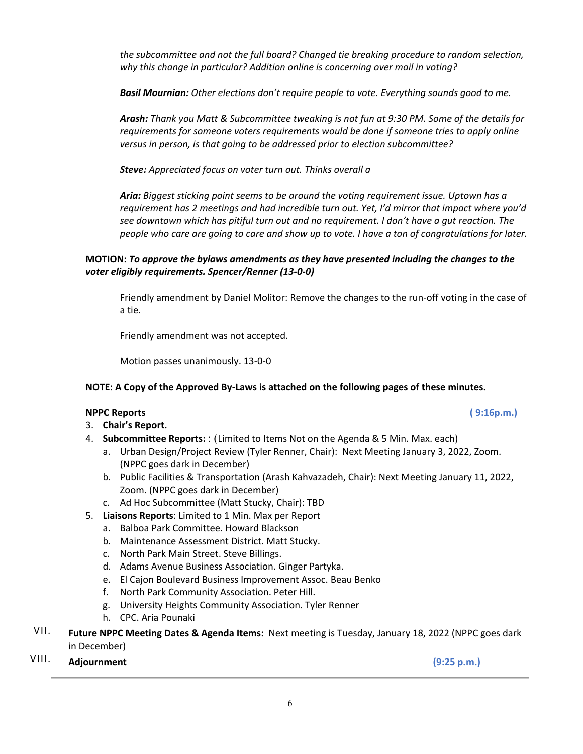*the subcommittee and not the full board? Changed tie breaking procedure to random selection, why this change in particular? Addition online is concerning over mail in voting?*

***Basil Mournian:*** *Other elections don't require people to vote. Everything sounds good to me.*

***Arash:*** *Thank you Matt & Subcommittee tweaking is not fun at 9:30 PM. Some of the details for requirements for someone voters requirements would be done if someone tries to apply online versus in person, is that going to be addressed prior to election subcommittee?*

***Steve:*** *Appreciated focus on voter turn out. Thinks overall a*

***Aria:*** *Biggest sticking point seems to be around the voting requirement issue. Uptown has a requirement has 2 meetings and had incredible turn out. Yet, I'd mirror that impact where you'd see downtown which has pitiful turn out and no requirement. I don't have a gut reaction. The people who care are going to care and show up to vote. I have a ton of congratulations for later.*

**MOTION:** ***To approve the bylaws amendments as they have presented including the changes to the voter eligibly requirements. Spencer/Renner (13-0-0)***

Friendly amendment by Daniel Molitor: Remove the changes to the run-off voting in the case of a tie.

Friendly amendment was not accepted.

Motion passes unanimously. 13-0-0

**NOTE: A Copy of the Approved By-Laws is attached on the following pages of these minutes.**

**NPPC Reports** **( 9:16p.m.)**

3. **Chair's Report.**
4. **Subcommittee Reports:** : (Limited to Items Not on the Agenda & 5 Min. Max. each)
   a. Urban Design/Project Review (Tyler Renner, Chair): Next Meeting January 3, 2022, Zoom. (NPPC goes dark in December)
   b. Public Facilities & Transportation (Arash Kahvazadeh, Chair): Next Meeting January 11, 2022, Zoom. (NPPC goes dark in December)
   c. Ad Hoc Subcommittee (Matt Stucky, Chair): TBD
5. **Liaisons Reports**: Limited to 1 Min. Max per Report
   a. Balboa Park Committee. Howard Blackson
   b. Maintenance Assessment District. Matt Stucky.
   c. North Park Main Street. Steve Billings.
   d. Adams Avenue Business Association. Ginger Partyka.
   e. El Cajon Boulevard Business Improvement Assoc. Beau Benko
   f. North Park Community Association. Peter Hill.
   g. University Heights Community Association. Tyler Renner
   h. CPC. Aria Pounaki

VII. **Future NPPC Meeting Dates & Agenda Items:** Next meeting is Tuesday, January 18, 2022 (NPPC goes dark in December)

VIII. **Adjournment** **(9:25 p.m.)**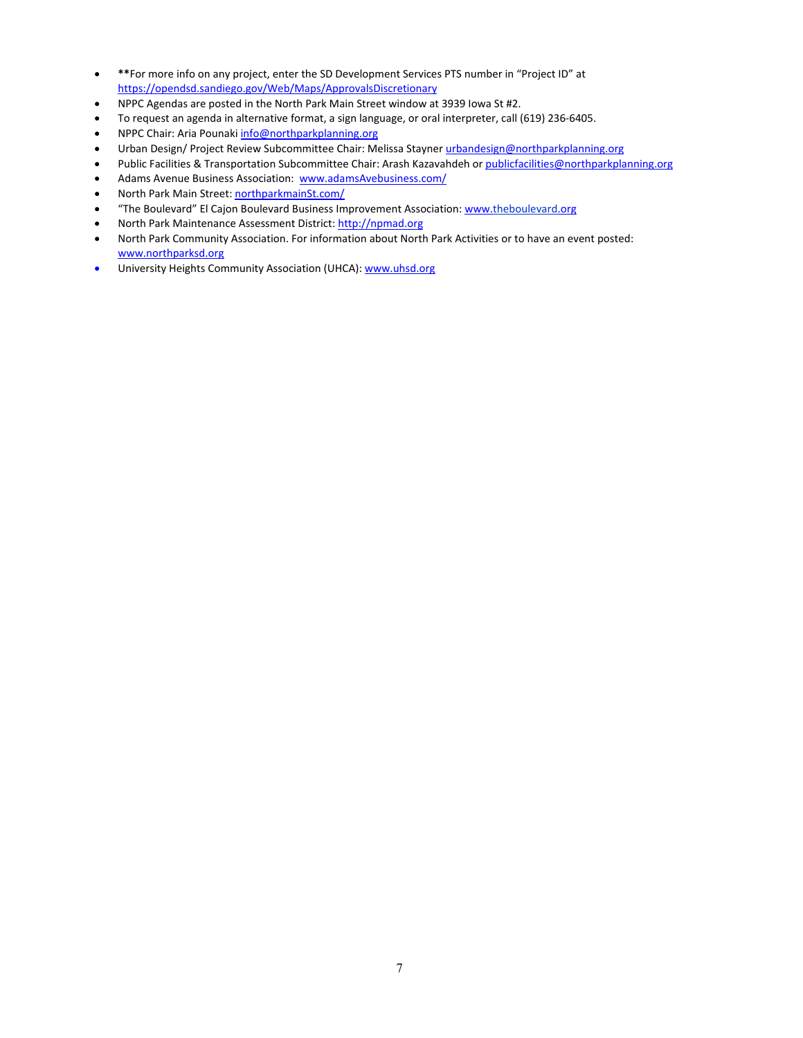- **For more info on any project, enter the SD Development Services PTS number in "Project ID" at https://opendsd.sandiego.gov/Web/Maps/ApprovalsDiscretionary
- NPPC Agendas are posted in the North Park Main Street window at 3939 Iowa St #2.
- To request an agenda in alternative format, a sign language, or oral interpreter, call (619) 236-6405.
- NPPC Chair: Aria Pounaki info@northparkplanning.org
- Urban Design/ Project Review Subcommittee Chair: Melissa Stayner urbandesign@northparkplanning.org
- Public Facilities & Transportation Subcommittee Chair: Arash Kazavahdeh or publicfacilities@northparkplanning.org
- Adams Avenue Business Association: www.adamsAvebusiness.com/
- North Park Main Street: northparkmainSt.com/
- "The Boulevard" El Cajon Boulevard Business Improvement Association: www.theboulevard.org
- North Park Maintenance Assessment District: http://npmad.org
- North Park Community Association. For information about North Park Activities or to have an event posted: www.northparksd.org
- University Heights Community Association (UHCA): www.uhsd.org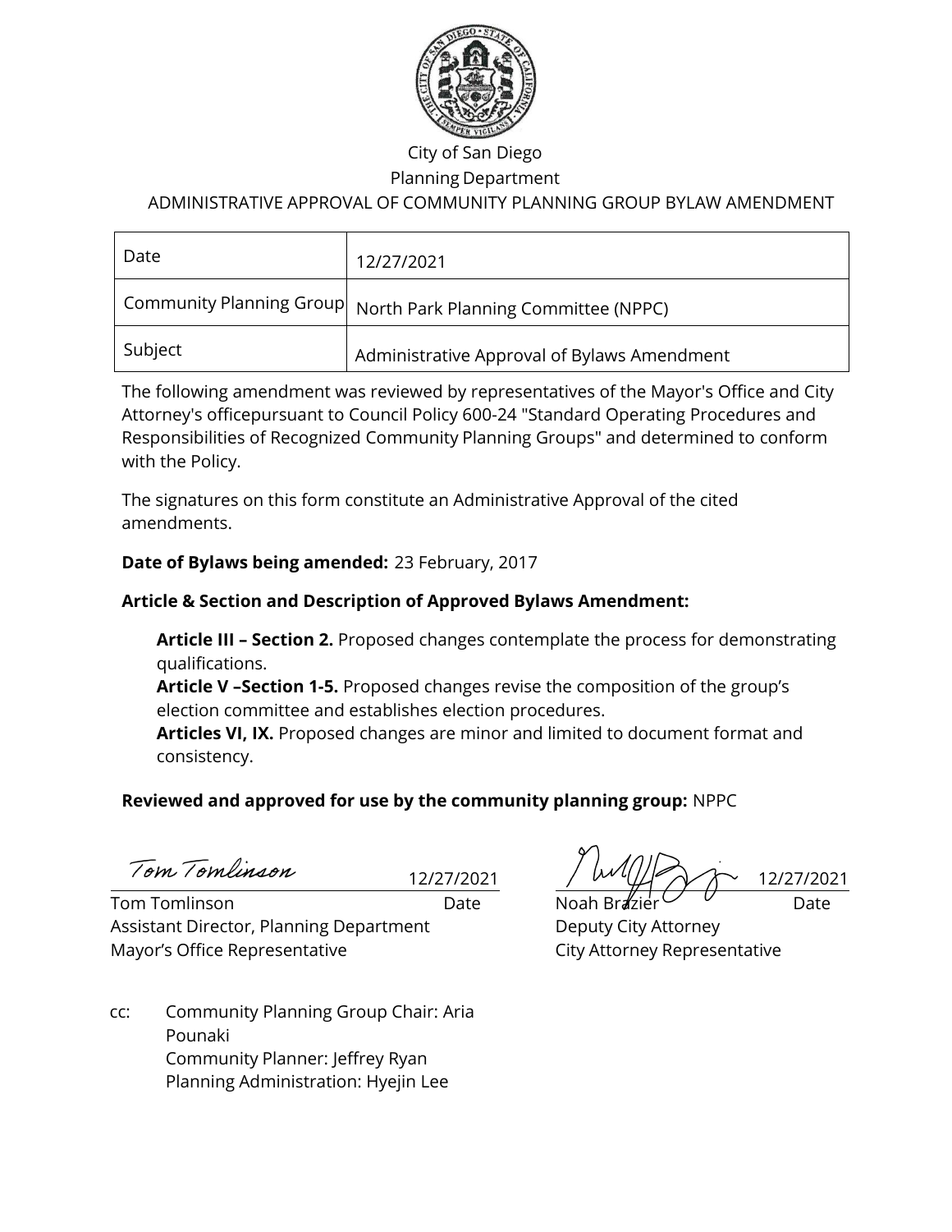City of San Diego

Planning Department

ADMINISTRATIVE APPROVAL OF COMMUNITY PLANNING GROUP BYLAW AMENDMENT

| Date | 12/27/2021 |
|---|---|
| Community Planning Group | North Park Planning Committee (NPPC) |
| Subject | Administrative Approval of Bylaws Amendment |

The following amendment was reviewed by representatives of the Mayor's Office and City Attorney's officepursuant to Council Policy 600-24 "Standard Operating Procedures and Responsibilities of Recognized Community Planning Groups" and determined to conform with the Policy.

The signatures on this form constitute an Administrative Approval of the cited amendments.

**Date of Bylaws being amended:** 23 February, 2017

**Article & Section and Description of Approved Bylaws Amendment:**

**Article III – Section 2.** Proposed changes contemplate the process for demonstrating qualifications.
**Article V –Section 1-5.** Proposed changes revise the composition of the group's election committee and establishes election procedures.
**Articles VI, IX.** Proposed changes are minor and limited to document format and consistency.

**Reviewed and approved for use by the community planning group:** NPPC

*Tom Tomlinson* 12/27/2021

Tom Tomlinson — Date
Assistant Director, Planning Department
Mayor's Office Representative

12/27/2021

Noah Brazier — Date
Deputy City Attorney
City Attorney Representative

cc: Community Planning Group Chair: Aria Pounaki
Community Planner: Jeffrey Ryan
Planning Administration: Hyejin Lee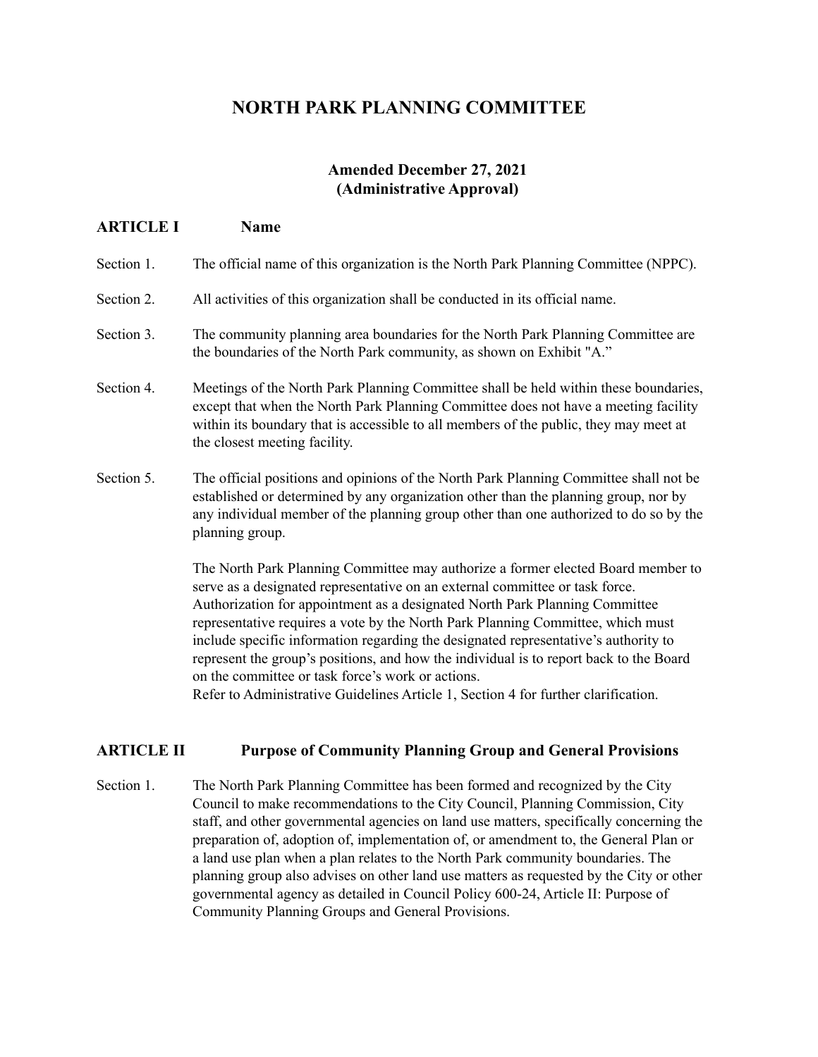# NORTH PARK PLANNING COMMITTEE

**Amended December 27, 2021**
**(Administrative Approval)**

## ARTICLE I Name

Section 1. The official name of this organization is the North Park Planning Committee (NPPC).

Section 2. All activities of this organization shall be conducted in its official name.

Section 3. The community planning area boundaries for the North Park Planning Committee are the boundaries of the North Park community, as shown on Exhibit "A."

Section 4. Meetings of the North Park Planning Committee shall be held within these boundaries, except that when the North Park Planning Committee does not have a meeting facility within its boundary that is accessible to all members of the public, they may meet at the closest meeting facility.

Section 5. The official positions and opinions of the North Park Planning Committee shall not be established or determined by any organization other than the planning group, nor by any individual member of the planning group other than one authorized to do so by the planning group.

The North Park Planning Committee may authorize a former elected Board member to serve as a designated representative on an external committee or task force. Authorization for appointment as a designated North Park Planning Committee representative requires a vote by the North Park Planning Committee, which must include specific information regarding the designated representative's authority to represent the group's positions, and how the individual is to report back to the Board on the committee or task force's work or actions.
Refer to Administrative Guidelines Article 1, Section 4 for further clarification.

## ARTICLE II Purpose of Community Planning Group and General Provisions

Section 1. The North Park Planning Committee has been formed and recognized by the City Council to make recommendations to the City Council, Planning Commission, City staff, and other governmental agencies on land use matters, specifically concerning the preparation of, adoption of, implementation of, or amendment to, the General Plan or a land use plan when a plan relates to the North Park community boundaries. The planning group also advises on other land use matters as requested by the City or other governmental agency as detailed in Council Policy 600-24, Article II: Purpose of Community Planning Groups and General Provisions.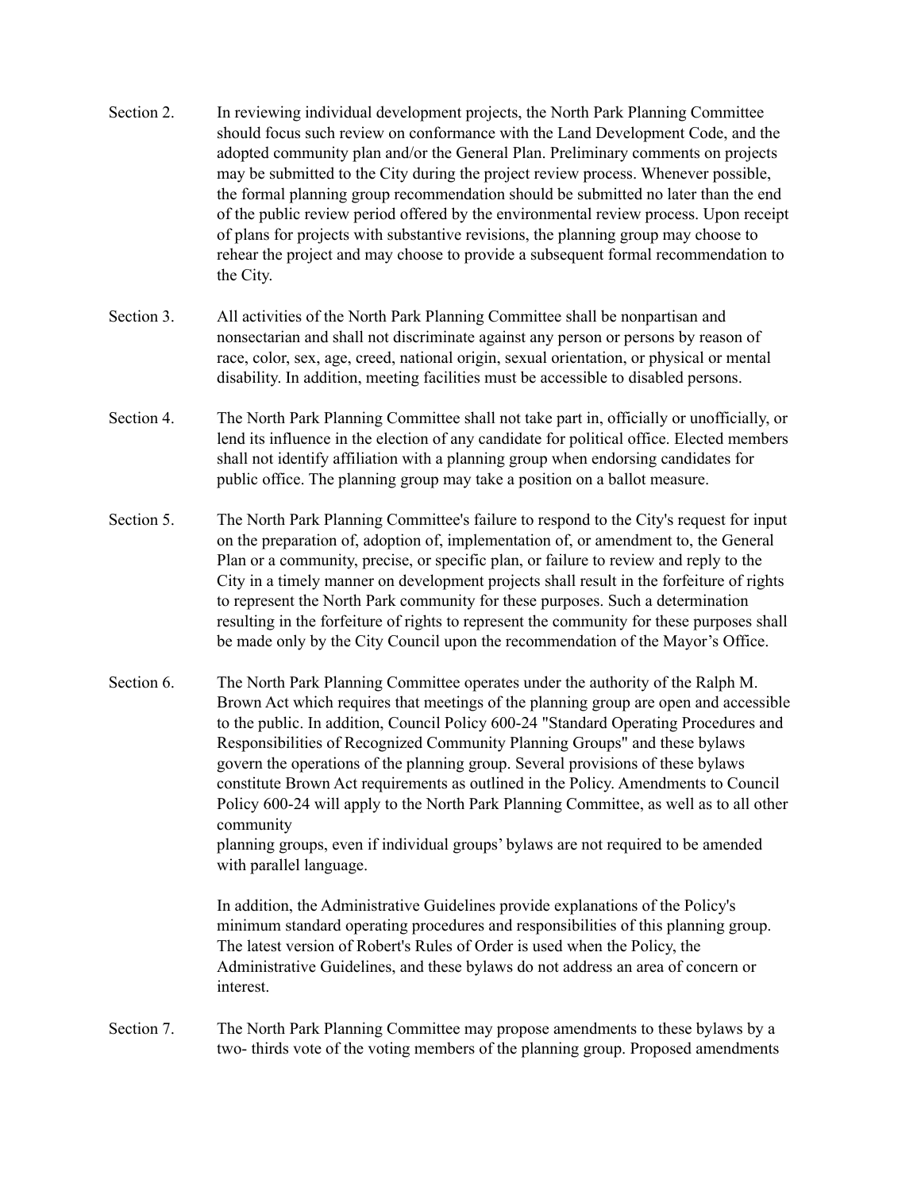Section 2. In reviewing individual development projects, the North Park Planning Committee should focus such review on conformance with the Land Development Code, and the adopted community plan and/or the General Plan. Preliminary comments on projects may be submitted to the City during the project review process. Whenever possible, the formal planning group recommendation should be submitted no later than the end of the public review period offered by the environmental review process. Upon receipt of plans for projects with substantive revisions, the planning group may choose to rehear the project and may choose to provide a subsequent formal recommendation to the City.

Section 3. All activities of the North Park Planning Committee shall be nonpartisan and nonsectarian and shall not discriminate against any person or persons by reason of race, color, sex, age, creed, national origin, sexual orientation, or physical or mental disability. In addition, meeting facilities must be accessible to disabled persons.

Section 4. The North Park Planning Committee shall not take part in, officially or unofficially, or lend its influence in the election of any candidate for political office. Elected members shall not identify affiliation with a planning group when endorsing candidates for public office. The planning group may take a position on a ballot measure.

Section 5. The North Park Planning Committee's failure to respond to the City's request for input on the preparation of, adoption of, implementation of, or amendment to, the General Plan or a community, precise, or specific plan, or failure to review and reply to the City in a timely manner on development projects shall result in the forfeiture of rights to represent the North Park community for these purposes. Such a determination resulting in the forfeiture of rights to represent the community for these purposes shall be made only by the City Council upon the recommendation of the Mayor's Office.

Section 6. The North Park Planning Committee operates under the authority of the Ralph M. Brown Act which requires that meetings of the planning group are open and accessible to the public. In addition, Council Policy 600-24 "Standard Operating Procedures and Responsibilities of Recognized Community Planning Groups" and these bylaws govern the operations of the planning group. Several provisions of these bylaws constitute Brown Act requirements as outlined in the Policy. Amendments to Council Policy 600-24 will apply to the North Park Planning Committee, as well as to all other community planning groups, even if individual groups' bylaws are not required to be amended with parallel language.

In addition, the Administrative Guidelines provide explanations of the Policy's minimum standard operating procedures and responsibilities of this planning group. The latest version of Robert's Rules of Order is used when the Policy, the Administrative Guidelines, and these bylaws do not address an area of concern or interest.

Section 7. The North Park Planning Committee may propose amendments to these bylaws by a two- thirds vote of the voting members of the planning group. Proposed amendments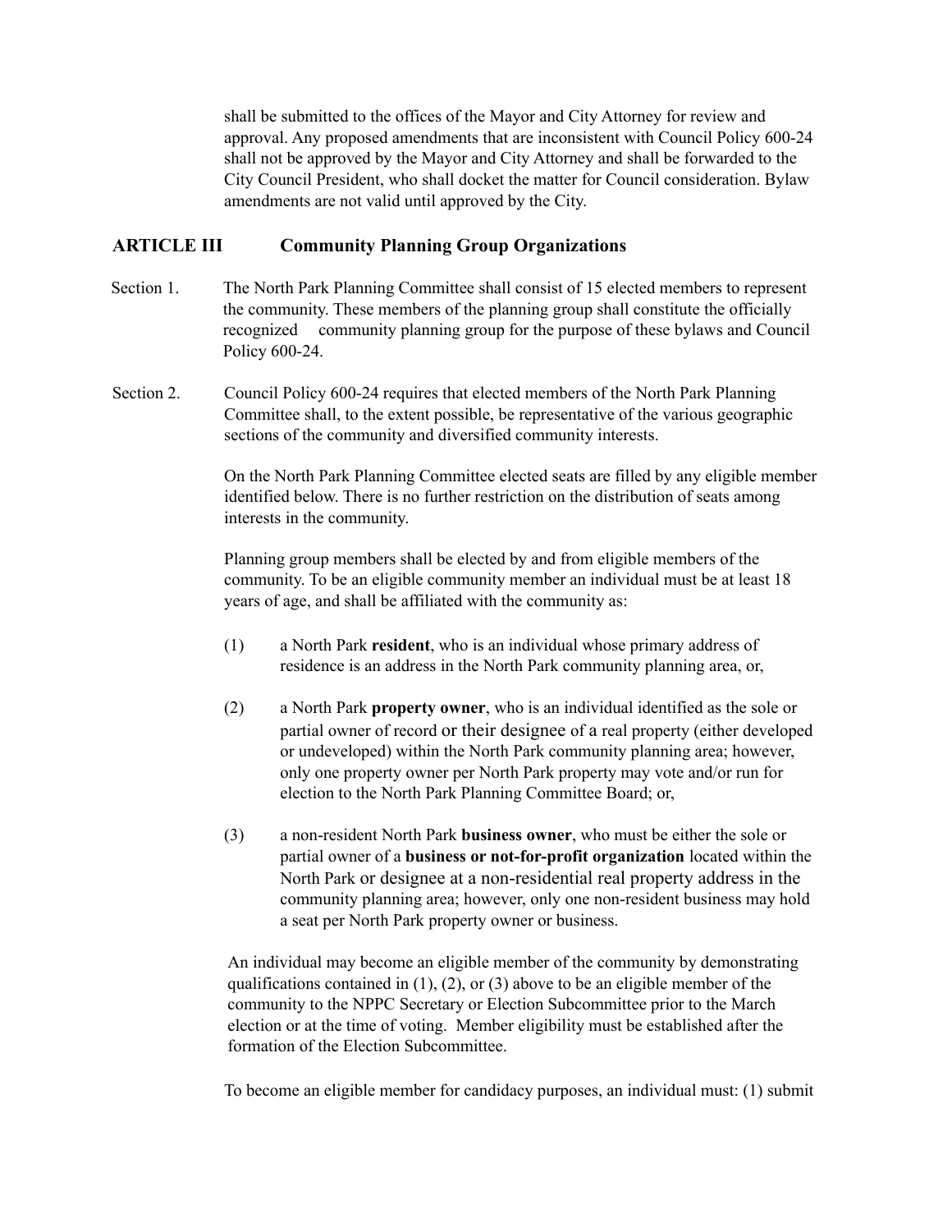shall be submitted to the offices of the Mayor and City Attorney for review and approval. Any proposed amendments that are inconsistent with Council Policy 600-24 shall not be approved by the Mayor and City Attorney and shall be forwarded to the City Council President, who shall docket the matter for Council consideration. Bylaw amendments are not valid until approved by the City.

## ARTICLE III Community Planning Group Organizations

Section 1. The North Park Planning Committee shall consist of 15 elected members to represent the community. These members of the planning group shall constitute the officially recognized community planning group for the purpose of these bylaws and Council Policy 600-24.

Section 2. Council Policy 600-24 requires that elected members of the North Park Planning Committee shall, to the extent possible, be representative of the various geographic sections of the community and diversified community interests.

On the North Park Planning Committee elected seats are filled by any eligible member identified below. There is no further restriction on the distribution of seats among interests in the community.

Planning group members shall be elected by and from eligible members of the community. To be an eligible community member an individual must be at least 18 years of age, and shall be affiliated with the community as:

(1) a North Park **resident**, who is an individual whose primary address of residence is an address in the North Park community planning area, or,

(2) a North Park **property owner**, who is an individual identified as the sole or partial owner of record or their designee of a real property (either developed or undeveloped) within the North Park community planning area; however, only one property owner per North Park property may vote and/or run for election to the North Park Planning Committee Board; or,

(3) a non-resident North Park **business owner**, who must be either the sole or partial owner of a **business or not-for-profit organization** located within the North Park or designee at a non-residential real property address in the community planning area; however, only one non-resident business may hold a seat per North Park property owner or business.

An individual may become an eligible member of the community by demonstrating qualifications contained in (1), (2), or (3) above to be an eligible member of the community to the NPPC Secretary or Election Subcommittee prior to the March election or at the time of voting. Member eligibility must be established after the formation of the Election Subcommittee.

To become an eligible member for candidacy purposes, an individual must: (1) submit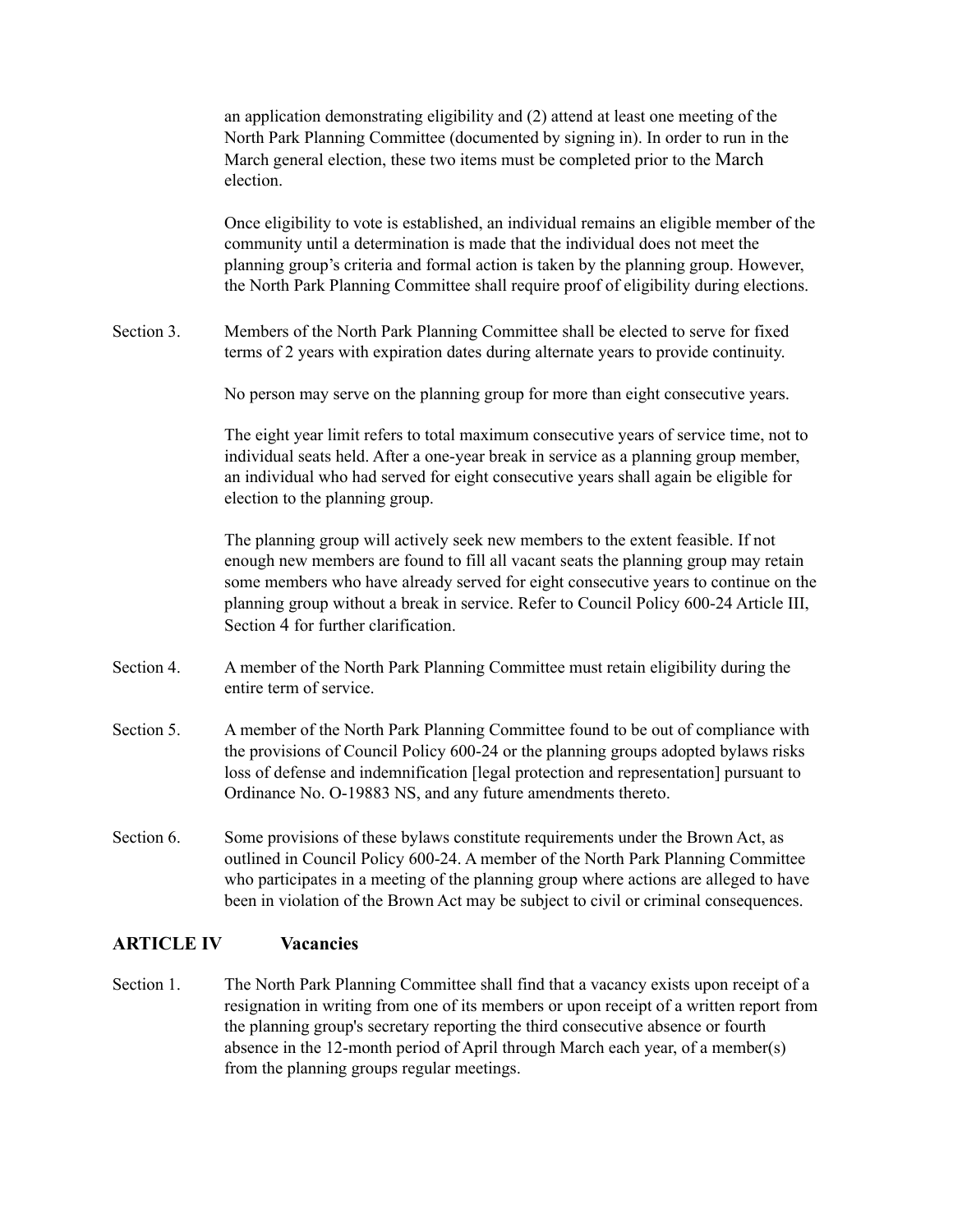an application demonstrating eligibility and (2) attend at least one meeting of the North Park Planning Committee (documented by signing in). In order to run in the March general election, these two items must be completed prior to the March election.

Once eligibility to vote is established, an individual remains an eligible member of the community until a determination is made that the individual does not meet the planning group's criteria and formal action is taken by the planning group. However, the North Park Planning Committee shall require proof of eligibility during elections.

Section 3. Members of the North Park Planning Committee shall be elected to serve for fixed terms of 2 years with expiration dates during alternate years to provide continuity.

No person may serve on the planning group for more than eight consecutive years.

The eight year limit refers to total maximum consecutive years of service time, not to individual seats held. After a one-year break in service as a planning group member, an individual who had served for eight consecutive years shall again be eligible for election to the planning group.

The planning group will actively seek new members to the extent feasible. If not enough new members are found to fill all vacant seats the planning group may retain some members who have already served for eight consecutive years to continue on the planning group without a break in service. Refer to Council Policy 600-24 Article III, Section 4 for further clarification.

Section 4. A member of the North Park Planning Committee must retain eligibility during the entire term of service.

Section 5. A member of the North Park Planning Committee found to be out of compliance with the provisions of Council Policy 600-24 or the planning groups adopted bylaws risks loss of defense and indemnification [legal protection and representation] pursuant to Ordinance No. O-19883 NS, and any future amendments thereto.

Section 6. Some provisions of these bylaws constitute requirements under the Brown Act, as outlined in Council Policy 600-24. A member of the North Park Planning Committee who participates in a meeting of the planning group where actions are alleged to have been in violation of the Brown Act may be subject to civil or criminal consequences.

## ARTICLE IV Vacancies

Section 1. The North Park Planning Committee shall find that a vacancy exists upon receipt of a resignation in writing from one of its members or upon receipt of a written report from the planning group's secretary reporting the third consecutive absence or fourth absence in the 12-month period of April through March each year, of a member(s) from the planning groups regular meetings.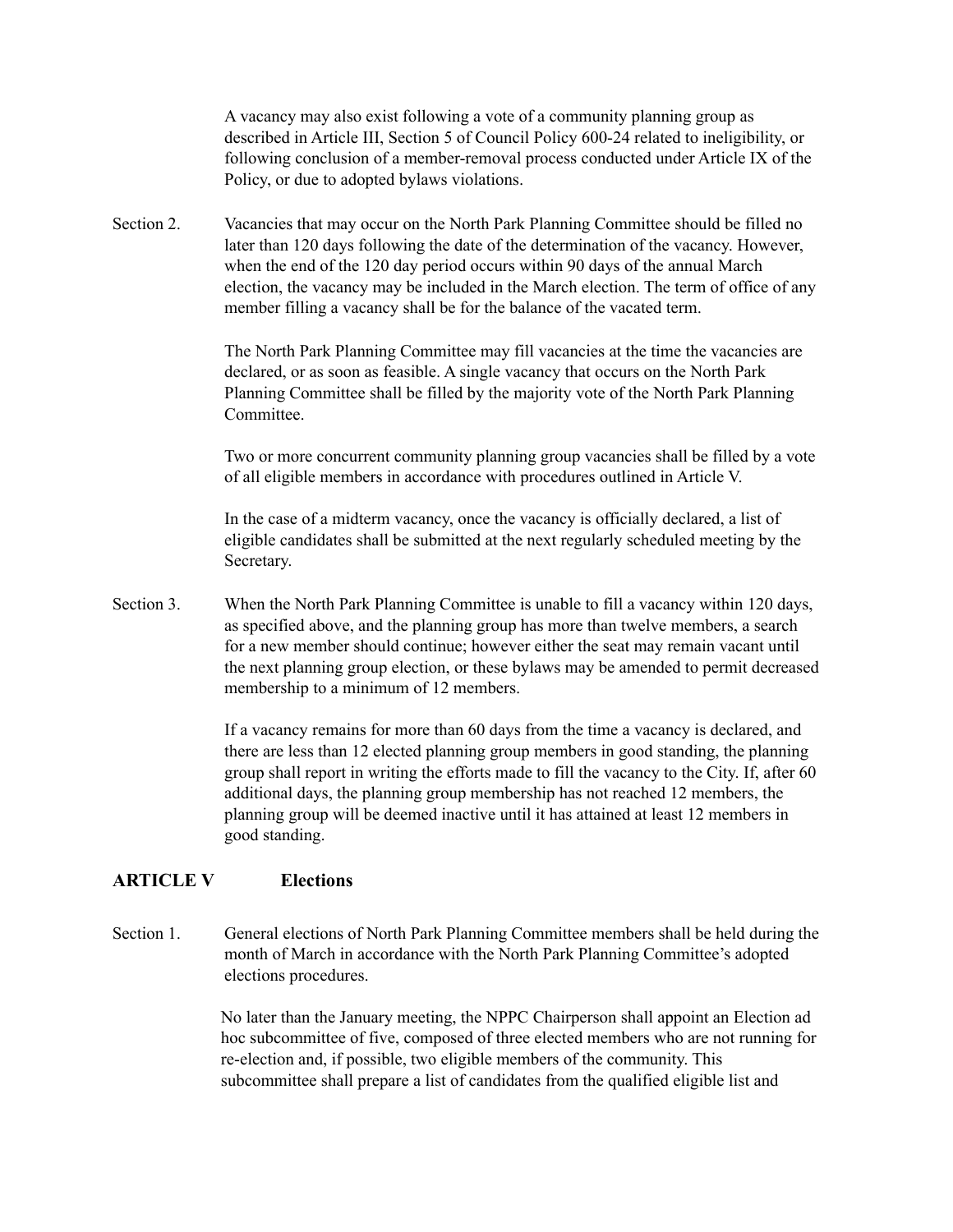A vacancy may also exist following a vote of a community planning group as described in Article III, Section 5 of Council Policy 600-24 related to ineligibility, or following conclusion of a member-removal process conducted under Article IX of the Policy, or due to adopted bylaws violations.

Section 2. Vacancies that may occur on the North Park Planning Committee should be filled no later than 120 days following the date of the determination of the vacancy. However, when the end of the 120 day period occurs within 90 days of the annual March election, the vacancy may be included in the March election. The term of office of any member filling a vacancy shall be for the balance of the vacated term.

The North Park Planning Committee may fill vacancies at the time the vacancies are declared, or as soon as feasible. A single vacancy that occurs on the North Park Planning Committee shall be filled by the majority vote of the North Park Planning Committee.

Two or more concurrent community planning group vacancies shall be filled by a vote of all eligible members in accordance with procedures outlined in Article V.

In the case of a midterm vacancy, once the vacancy is officially declared, a list of eligible candidates shall be submitted at the next regularly scheduled meeting by the Secretary.

Section 3. When the North Park Planning Committee is unable to fill a vacancy within 120 days, as specified above, and the planning group has more than twelve members, a search for a new member should continue; however either the seat may remain vacant until the next planning group election, or these bylaws may be amended to permit decreased membership to a minimum of 12 members.

If a vacancy remains for more than 60 days from the time a vacancy is declared, and there are less than 12 elected planning group members in good standing, the planning group shall report in writing the efforts made to fill the vacancy to the City. If, after 60 additional days, the planning group membership has not reached 12 members, the planning group will be deemed inactive until it has attained at least 12 members in good standing.

## ARTICLE V Elections

Section 1. General elections of North Park Planning Committee members shall be held during the month of March in accordance with the North Park Planning Committee's adopted elections procedures.

No later than the January meeting, the NPPC Chairperson shall appoint an Election ad hoc subcommittee of five, composed of three elected members who are not running for re-election and, if possible, two eligible members of the community. This subcommittee shall prepare a list of candidates from the qualified eligible list and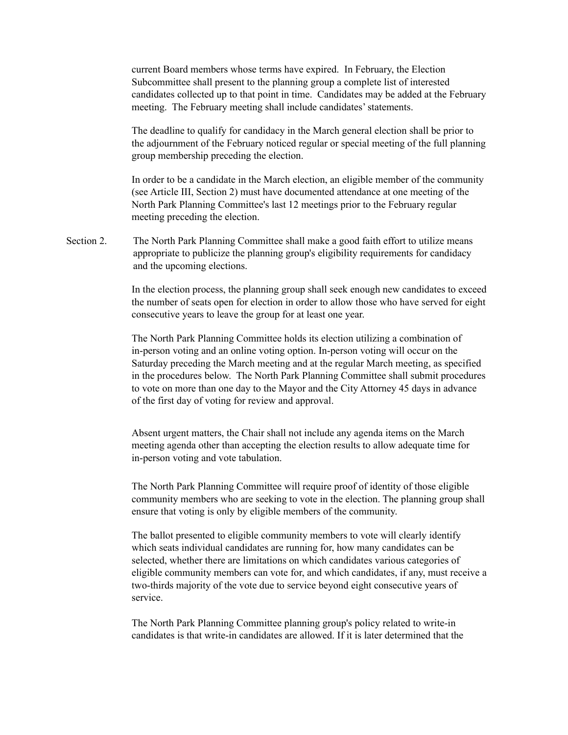current Board members whose terms have expired. In February, the Election Subcommittee shall present to the planning group a complete list of interested candidates collected up to that point in time. Candidates may be added at the February meeting. The February meeting shall include candidates' statements.

The deadline to qualify for candidacy in the March general election shall be prior to the adjournment of the February noticed regular or special meeting of the full planning group membership preceding the election.

In order to be a candidate in the March election, an eligible member of the community (see Article III, Section 2) must have documented attendance at one meeting of the North Park Planning Committee's last 12 meetings prior to the February regular meeting preceding the election.

Section 2. The North Park Planning Committee shall make a good faith effort to utilize means appropriate to publicize the planning group's eligibility requirements for candidacy and the upcoming elections.

In the election process, the planning group shall seek enough new candidates to exceed the number of seats open for election in order to allow those who have served for eight consecutive years to leave the group for at least one year.

The North Park Planning Committee holds its election utilizing a combination of in-person voting and an online voting option. In-person voting will occur on the Saturday preceding the March meeting and at the regular March meeting, as specified in the procedures below. The North Park Planning Committee shall submit procedures to vote on more than one day to the Mayor and the City Attorney 45 days in advance of the first day of voting for review and approval.

Absent urgent matters, the Chair shall not include any agenda items on the March meeting agenda other than accepting the election results to allow adequate time for in-person voting and vote tabulation.

The North Park Planning Committee will require proof of identity of those eligible community members who are seeking to vote in the election. The planning group shall ensure that voting is only by eligible members of the community.

The ballot presented to eligible community members to vote will clearly identify which seats individual candidates are running for, how many candidates can be selected, whether there are limitations on which candidates various categories of eligible community members can vote for, and which candidates, if any, must receive a two-thirds majority of the vote due to service beyond eight consecutive years of service.

The North Park Planning Committee planning group's policy related to write-in candidates is that write-in candidates are allowed. If it is later determined that the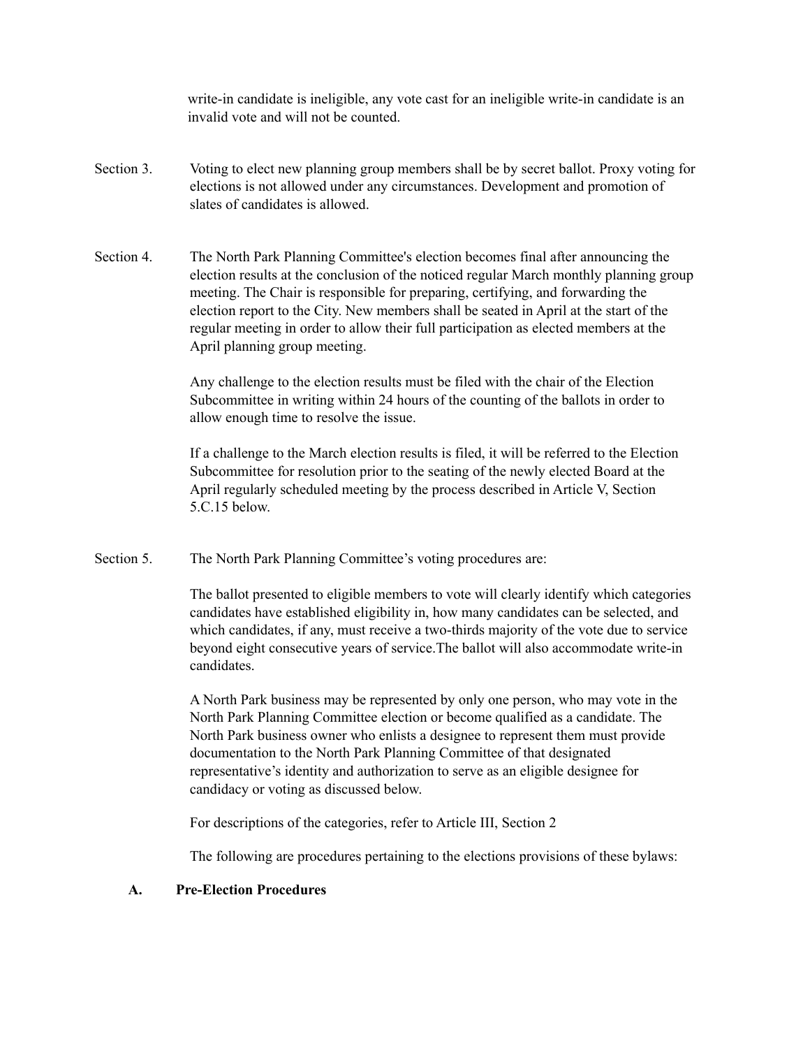write-in candidate is ineligible, any vote cast for an ineligible write-in candidate is an invalid vote and will not be counted.

Section 3. Voting to elect new planning group members shall be by secret ballot. Proxy voting for elections is not allowed under any circumstances. Development and promotion of slates of candidates is allowed.

Section 4. The North Park Planning Committee's election becomes final after announcing the election results at the conclusion of the noticed regular March monthly planning group meeting. The Chair is responsible for preparing, certifying, and forwarding the election report to the City. New members shall be seated in April at the start of the regular meeting in order to allow their full participation as elected members at the April planning group meeting.

Any challenge to the election results must be filed with the chair of the Election Subcommittee in writing within 24 hours of the counting of the ballots in order to allow enough time to resolve the issue.

If a challenge to the March election results is filed, it will be referred to the Election Subcommittee for resolution prior to the seating of the newly elected Board at the April regularly scheduled meeting by the process described in Article V, Section 5.C.15 below.

Section 5. The North Park Planning Committee's voting procedures are:

The ballot presented to eligible members to vote will clearly identify which categories candidates have established eligibility in, how many candidates can be selected, and which candidates, if any, must receive a two-thirds majority of the vote due to service beyond eight consecutive years of service.The ballot will also accommodate write-in candidates.

A North Park business may be represented by only one person, who may vote in the North Park Planning Committee election or become qualified as a candidate. The North Park business owner who enlists a designee to represent them must provide documentation to the North Park Planning Committee of that designated representative's identity and authorization to serve as an eligible designee for candidacy or voting as discussed below.

For descriptions of the categories, refer to Article III, Section 2

The following are procedures pertaining to the elections provisions of these bylaws:

**A. Pre-Election Procedures**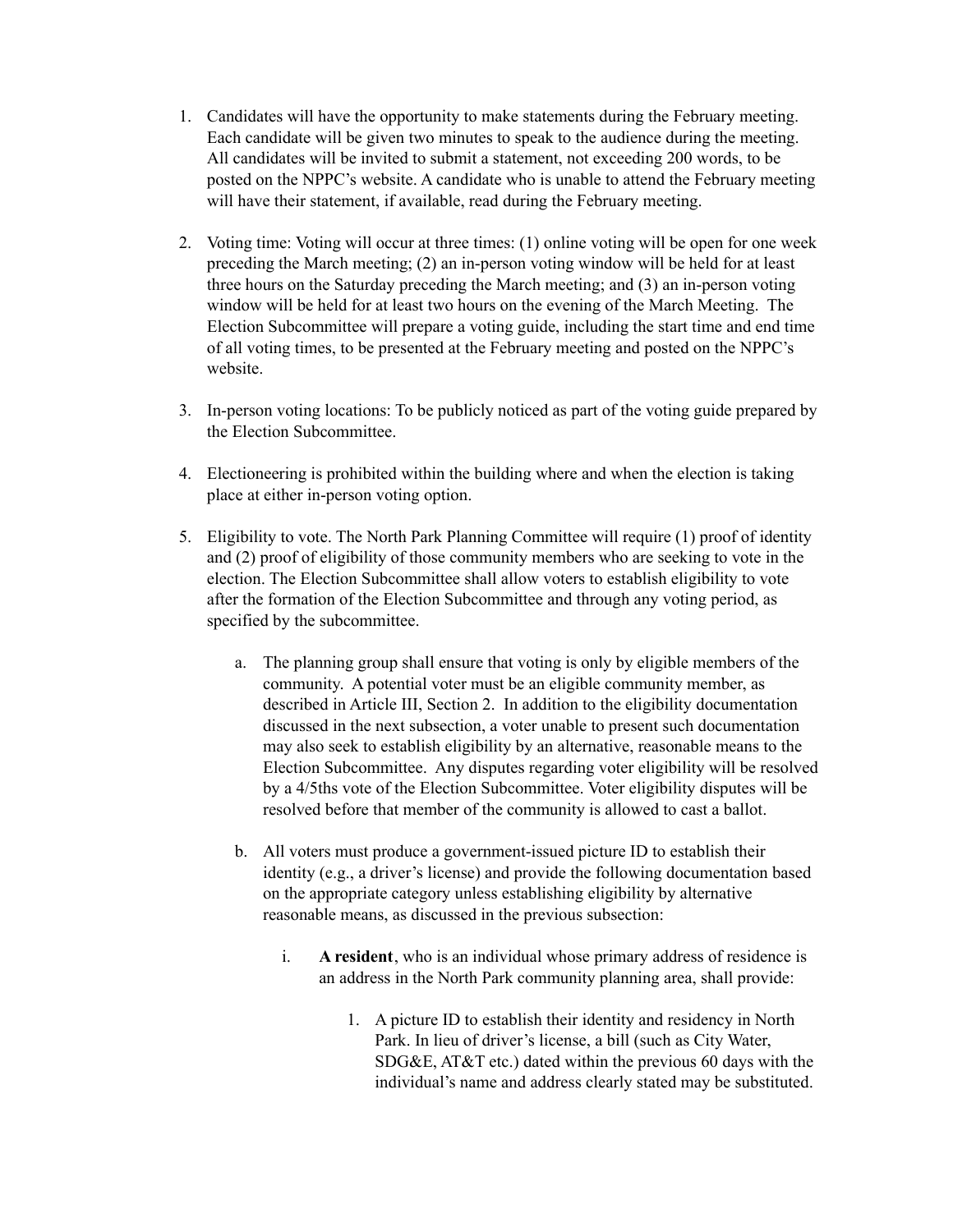1. Candidates will have the opportunity to make statements during the February meeting. Each candidate will be given two minutes to speak to the audience during the meeting. All candidates will be invited to submit a statement, not exceeding 200 words, to be posted on the NPPC's website. A candidate who is unable to attend the February meeting will have their statement, if available, read during the February meeting.

2. Voting time: Voting will occur at three times: (1) online voting will be open for one week preceding the March meeting; (2) an in-person voting window will be held for at least three hours on the Saturday preceding the March meeting; and (3) an in-person voting window will be held for at least two hours on the evening of the March Meeting. The Election Subcommittee will prepare a voting guide, including the start time and end time of all voting times, to be presented at the February meeting and posted on the NPPC's website.

3. In-person voting locations: To be publicly noticed as part of the voting guide prepared by the Election Subcommittee.

4. Electioneering is prohibited within the building where and when the election is taking place at either in-person voting option.

5. Eligibility to vote. The North Park Planning Committee will require (1) proof of identity and (2) proof of eligibility of those community members who are seeking to vote in the election. The Election Subcommittee shall allow voters to establish eligibility to vote after the formation of the Election Subcommittee and through any voting period, as specified by the subcommittee.

    a. The planning group shall ensure that voting is only by eligible members of the community. A potential voter must be an eligible community member, as described in Article III, Section 2. In addition to the eligibility documentation discussed in the next subsection, a voter unable to present such documentation may also seek to establish eligibility by an alternative, reasonable means to the Election Subcommittee. Any disputes regarding voter eligibility will be resolved by a 4/5ths vote of the Election Subcommittee. Voter eligibility disputes will be resolved before that member of the community is allowed to cast a ballot.

    b. All voters must produce a government-issued picture ID to establish their identity (e.g., a driver's license) and provide the following documentation based on the appropriate category unless establishing eligibility by alternative reasonable means, as discussed in the previous subsection:

        i. **A resident**, who is an individual whose primary address of residence is an address in the North Park community planning area, shall provide:

            1. A picture ID to establish their identity and residency in North Park. In lieu of driver's license, a bill (such as City Water, SDG&E, AT&T etc.) dated within the previous 60 days with the individual's name and address clearly stated may be substituted.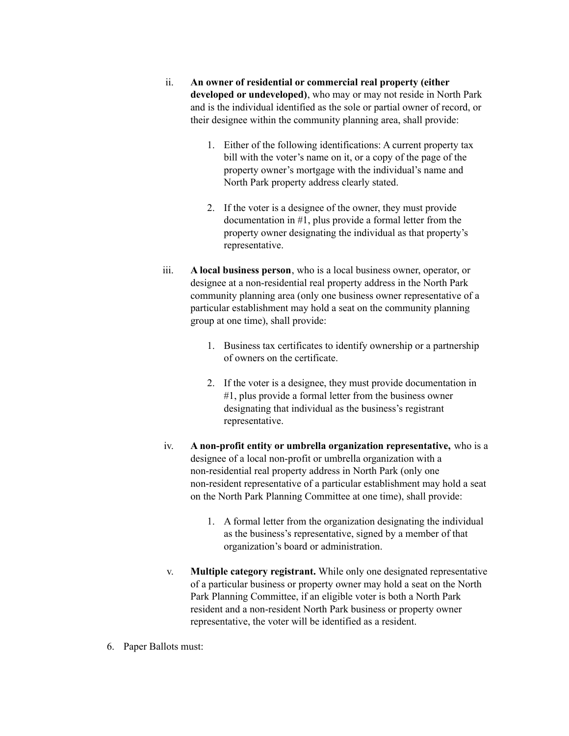ii. **An owner of residential or commercial real property (either developed or undeveloped)**, who may or may not reside in North Park and is the individual identified as the sole or partial owner of record, or their designee within the community planning area, shall provide:

    1. Either of the following identifications: A current property tax bill with the voter's name on it, or a copy of the page of the property owner's mortgage with the individual's name and North Park property address clearly stated.

    2. If the voter is a designee of the owner, they must provide documentation in #1, plus provide a formal letter from the property owner designating the individual as that property's representative.

iii. **A local business person**, who is a local business owner, operator, or designee at a non-residential real property address in the North Park community planning area (only one business owner representative of a particular establishment may hold a seat on the community planning group at one time), shall provide:

    1. Business tax certificates to identify ownership or a partnership of owners on the certificate.

    2. If the voter is a designee, they must provide documentation in #1, plus provide a formal letter from the business owner designating that individual as the business's registrant representative.

iv. **A non-profit entity or umbrella organization representative,** who is a designee of a local non-profit or umbrella organization with a non-residential real property address in North Park (only one non-resident representative of a particular establishment may hold a seat on the North Park Planning Committee at one time), shall provide:

    1. A formal letter from the organization designating the individual as the business's representative, signed by a member of that organization's board or administration.

v. **Multiple category registrant.** While only one designated representative of a particular business or property owner may hold a seat on the North Park Planning Committee, if an eligible voter is both a North Park resident and a non-resident North Park business or property owner representative, the voter will be identified as a resident.

6. Paper Ballots must: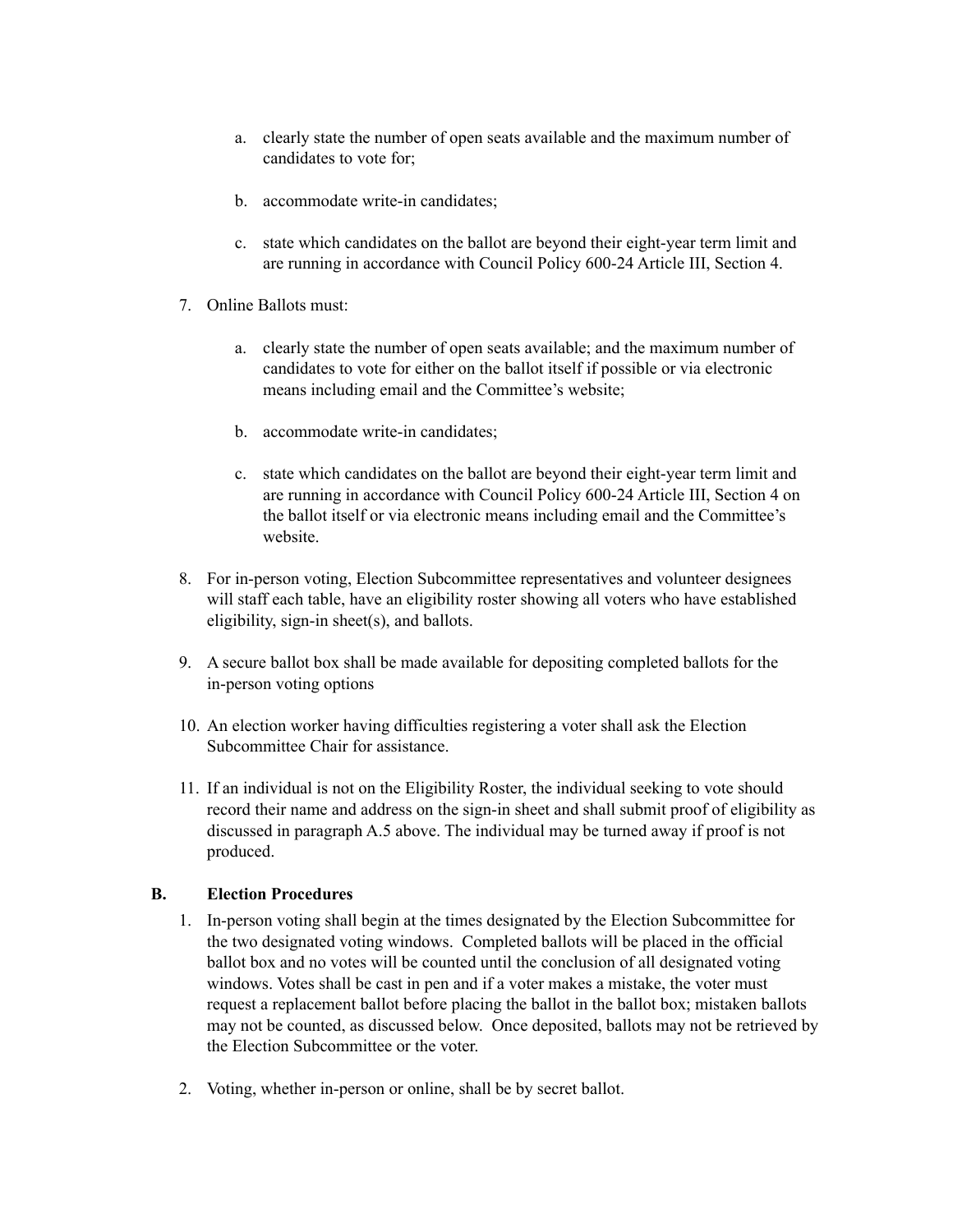a. clearly state the number of open seats available and the maximum number of candidates to vote for;

   b. accommodate write-in candidates;

   c. state which candidates on the ballot are beyond their eight-year term limit and are running in accordance with Council Policy 600-24 Article III, Section 4.

7. Online Ballots must:

   a. clearly state the number of open seats available; and the maximum number of candidates to vote for either on the ballot itself if possible or via electronic means including email and the Committee's website;

   b. accommodate write-in candidates;

   c. state which candidates on the ballot are beyond their eight-year term limit and are running in accordance with Council Policy 600-24 Article III, Section 4 on the ballot itself or via electronic means including email and the Committee's website.

8. For in-person voting, Election Subcommittee representatives and volunteer designees will staff each table, have an eligibility roster showing all voters who have established eligibility, sign-in sheet(s), and ballots.

9. A secure ballot box shall be made available for depositing completed ballots for the in-person voting options

10. An election worker having difficulties registering a voter shall ask the Election Subcommittee Chair for assistance.

11. If an individual is not on the Eligibility Roster, the individual seeking to vote should record their name and address on the sign-in sheet and shall submit proof of eligibility as discussed in paragraph A.5 above. The individual may be turned away if proof is not produced.

**B. Election Procedures**

1. In-person voting shall begin at the times designated by the Election Subcommittee for the two designated voting windows. Completed ballots will be placed in the official ballot box and no votes will be counted until the conclusion of all designated voting windows. Votes shall be cast in pen and if a voter makes a mistake, the voter must request a replacement ballot before placing the ballot in the ballot box; mistaken ballots may not be counted, as discussed below. Once deposited, ballots may not be retrieved by the Election Subcommittee or the voter.

2. Voting, whether in-person or online, shall be by secret ballot.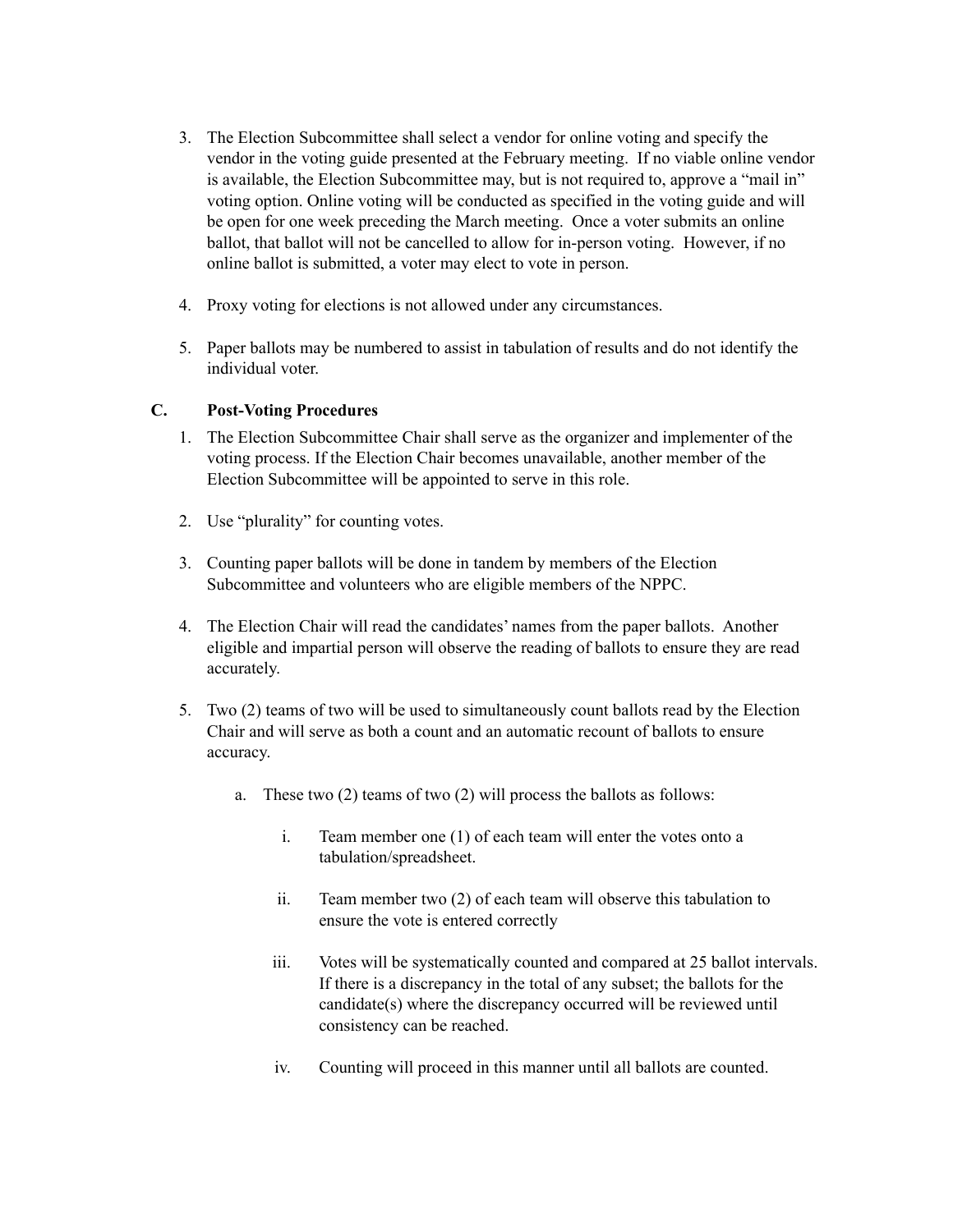3. The Election Subcommittee shall select a vendor for online voting and specify the vendor in the voting guide presented at the February meeting. If no viable online vendor is available, the Election Subcommittee may, but is not required to, approve a "mail in" voting option. Online voting will be conducted as specified in the voting guide and will be open for one week preceding the March meeting. Once a voter submits an online ballot, that ballot will not be cancelled to allow for in-person voting. However, if no online ballot is submitted, a voter may elect to vote in person.

4. Proxy voting for elections is not allowed under any circumstances.

5. Paper ballots may be numbered to assist in tabulation of results and do not identify the individual voter.

### C. Post-Voting Procedures

1. The Election Subcommittee Chair shall serve as the organizer and implementer of the voting process. If the Election Chair becomes unavailable, another member of the Election Subcommittee will be appointed to serve in this role.

2. Use "plurality" for counting votes.

3. Counting paper ballots will be done in tandem by members of the Election Subcommittee and volunteers who are eligible members of the NPPC.

4. The Election Chair will read the candidates' names from the paper ballots. Another eligible and impartial person will observe the reading of ballots to ensure they are read accurately.

5. Two (2) teams of two will be used to simultaneously count ballots read by the Election Chair and will serve as both a count and an automatic recount of ballots to ensure accuracy.

   a. These two (2) teams of two (2) will process the ballots as follows:

      i. Team member one (1) of each team will enter the votes onto a tabulation/spreadsheet.

      ii. Team member two (2) of each team will observe this tabulation to ensure the vote is entered correctly

      iii. Votes will be systematically counted and compared at 25 ballot intervals. If there is a discrepancy in the total of any subset; the ballots for the candidate(s) where the discrepancy occurred will be reviewed until consistency can be reached.

      iv. Counting will proceed in this manner until all ballots are counted.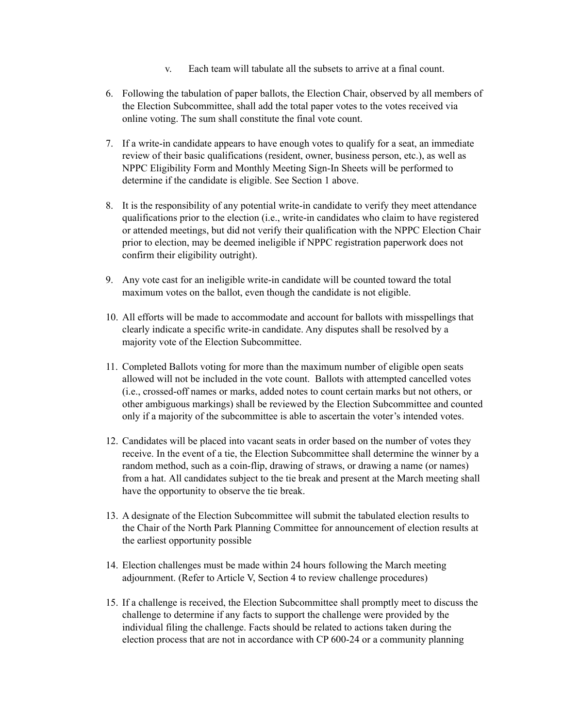v. Each team will tabulate all the subsets to arrive at a final count.

6. Following the tabulation of paper ballots, the Election Chair, observed by all members of the Election Subcommittee, shall add the total paper votes to the votes received via online voting. The sum shall constitute the final vote count.

7. If a write-in candidate appears to have enough votes to qualify for a seat, an immediate review of their basic qualifications (resident, owner, business person, etc.), as well as NPPC Eligibility Form and Monthly Meeting Sign-In Sheets will be performed to determine if the candidate is eligible. See Section 1 above.

8. It is the responsibility of any potential write-in candidate to verify they meet attendance qualifications prior to the election (i.e., write-in candidates who claim to have registered or attended meetings, but did not verify their qualification with the NPPC Election Chair prior to election, may be deemed ineligible if NPPC registration paperwork does not confirm their eligibility outright).

9. Any vote cast for an ineligible write-in candidate will be counted toward the total maximum votes on the ballot, even though the candidate is not eligible.

10. All efforts will be made to accommodate and account for ballots with misspellings that clearly indicate a specific write-in candidate. Any disputes shall be resolved by a majority vote of the Election Subcommittee.

11. Completed Ballots voting for more than the maximum number of eligible open seats allowed will not be included in the vote count. Ballots with attempted cancelled votes (i.e., crossed-off names or marks, added notes to count certain marks but not others, or other ambiguous markings) shall be reviewed by the Election Subcommittee and counted only if a majority of the subcommittee is able to ascertain the voter's intended votes.

12. Candidates will be placed into vacant seats in order based on the number of votes they receive. In the event of a tie, the Election Subcommittee shall determine the winner by a random method, such as a coin-flip, drawing of straws, or drawing a name (or names) from a hat. All candidates subject to the tie break and present at the March meeting shall have the opportunity to observe the tie break.

13. A designate of the Election Subcommittee will submit the tabulated election results to the Chair of the North Park Planning Committee for announcement of election results at the earliest opportunity possible

14. Election challenges must be made within 24 hours following the March meeting adjournment. (Refer to Article V, Section 4 to review challenge procedures)

15. If a challenge is received, the Election Subcommittee shall promptly meet to discuss the challenge to determine if any facts to support the challenge were provided by the individual filing the challenge. Facts should be related to actions taken during the election process that are not in accordance with CP 600-24 or a community planning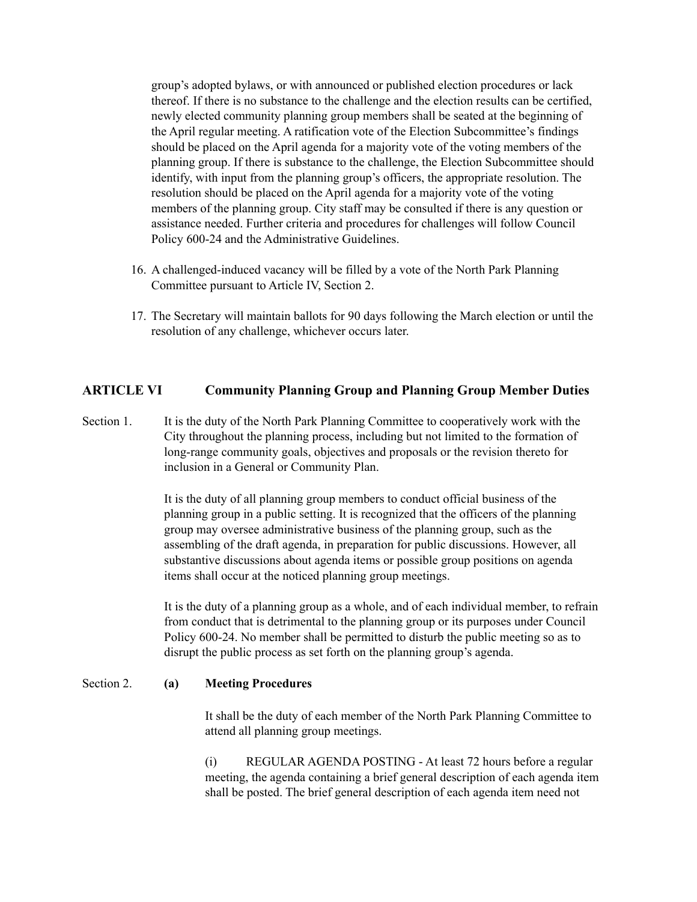group's adopted bylaws, or with announced or published election procedures or lack thereof. If there is no substance to the challenge and the election results can be certified, newly elected community planning group members shall be seated at the beginning of the April regular meeting. A ratification vote of the Election Subcommittee's findings should be placed on the April agenda for a majority vote of the voting members of the planning group. If there is substance to the challenge, the Election Subcommittee should identify, with input from the planning group's officers, the appropriate resolution. The resolution should be placed on the April agenda for a majority vote of the voting members of the planning group. City staff may be consulted if there is any question or assistance needed. Further criteria and procedures for challenges will follow Council Policy 600-24 and the Administrative Guidelines.

16. A challenged-induced vacancy will be filled by a vote of the North Park Planning Committee pursuant to Article IV, Section 2.

17. The Secretary will maintain ballots for 90 days following the March election or until the resolution of any challenge, whichever occurs later.

## ARTICLE VI Community Planning Group and Planning Group Member Duties

Section 1. It is the duty of the North Park Planning Committee to cooperatively work with the City throughout the planning process, including but not limited to the formation of long-range community goals, objectives and proposals or the revision thereto for inclusion in a General or Community Plan.

It is the duty of all planning group members to conduct official business of the planning group in a public setting. It is recognized that the officers of the planning group may oversee administrative business of the planning group, such as the assembling of the draft agenda, in preparation for public discussions. However, all substantive discussions about agenda items or possible group positions on agenda items shall occur at the noticed planning group meetings.

It is the duty of a planning group as a whole, and of each individual member, to refrain from conduct that is detrimental to the planning group or its purposes under Council Policy 600-24. No member shall be permitted to disturb the public meeting so as to disrupt the public process as set forth on the planning group's agenda.

Section 2. **(a) Meeting Procedures**

It shall be the duty of each member of the North Park Planning Committee to attend all planning group meetings.

(i) REGULAR AGENDA POSTING - At least 72 hours before a regular meeting, the agenda containing a brief general description of each agenda item shall be posted. The brief general description of each agenda item need not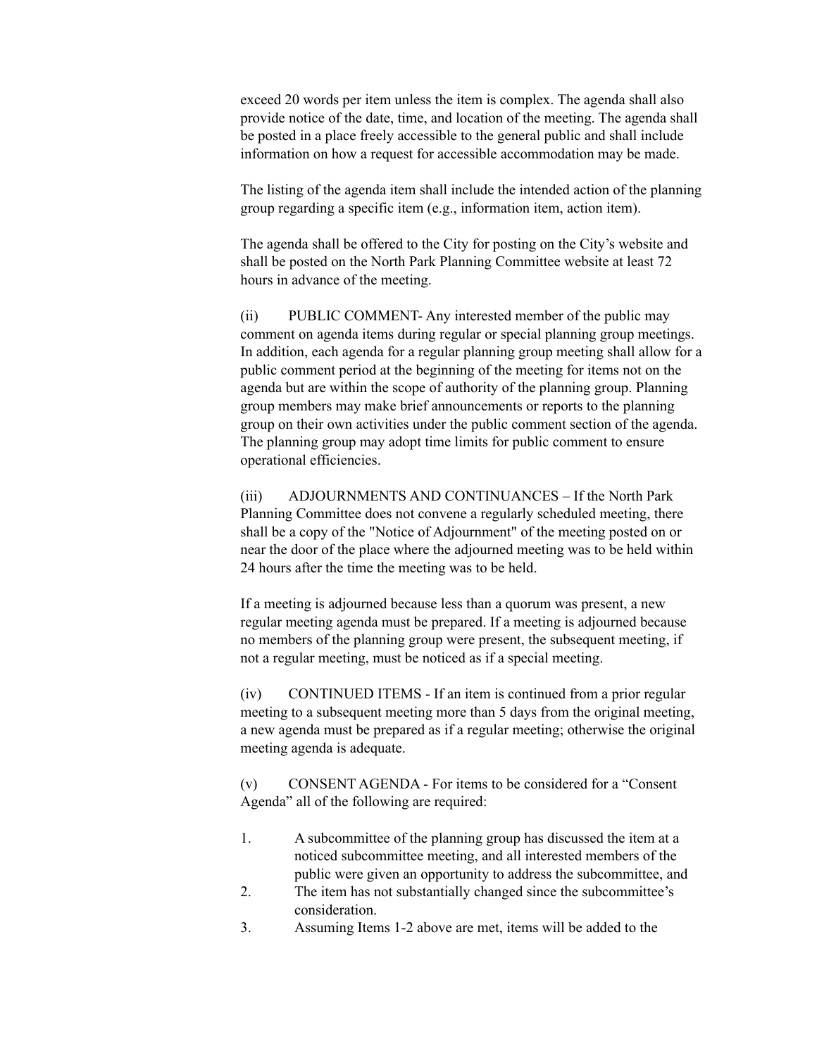exceed 20 words per item unless the item is complex. The agenda shall also provide notice of the date, time, and location of the meeting. The agenda shall be posted in a place freely accessible to the general public and shall include information on how a request for accessible accommodation may be made.

The listing of the agenda item shall include the intended action of the planning group regarding a specific item (e.g., information item, action item).

The agenda shall be offered to the City for posting on the City's website and shall be posted on the North Park Planning Committee website at least 72 hours in advance of the meeting.

(ii) PUBLIC COMMENT- Any interested member of the public may comment on agenda items during regular or special planning group meetings. In addition, each agenda for a regular planning group meeting shall allow for a public comment period at the beginning of the meeting for items not on the agenda but are within the scope of authority of the planning group. Planning group members may make brief announcements or reports to the planning group on their own activities under the public comment section of the agenda. The planning group may adopt time limits for public comment to ensure operational efficiencies.

(iii) ADJOURNMENTS AND CONTINUANCES – If the North Park Planning Committee does not convene a regularly scheduled meeting, there shall be a copy of the "Notice of Adjournment" of the meeting posted on or near the door of the place where the adjourned meeting was to be held within 24 hours after the time the meeting was to be held.

If a meeting is adjourned because less than a quorum was present, a new regular meeting agenda must be prepared. If a meeting is adjourned because no members of the planning group were present, the subsequent meeting, if not a regular meeting, must be noticed as if a special meeting.

(iv) CONTINUED ITEMS - If an item is continued from a prior regular meeting to a subsequent meeting more than 5 days from the original meeting, a new agenda must be prepared as if a regular meeting; otherwise the original meeting agenda is adequate.

(v) CONSENT AGENDA - For items to be considered for a "Consent Agenda" all of the following are required:

1. A subcommittee of the planning group has discussed the item at a noticed subcommittee meeting, and all interested members of the public were given an opportunity to address the subcommittee, and
2. The item has not substantially changed since the subcommittee's consideration.
3. Assuming Items 1-2 above are met, items will be added to the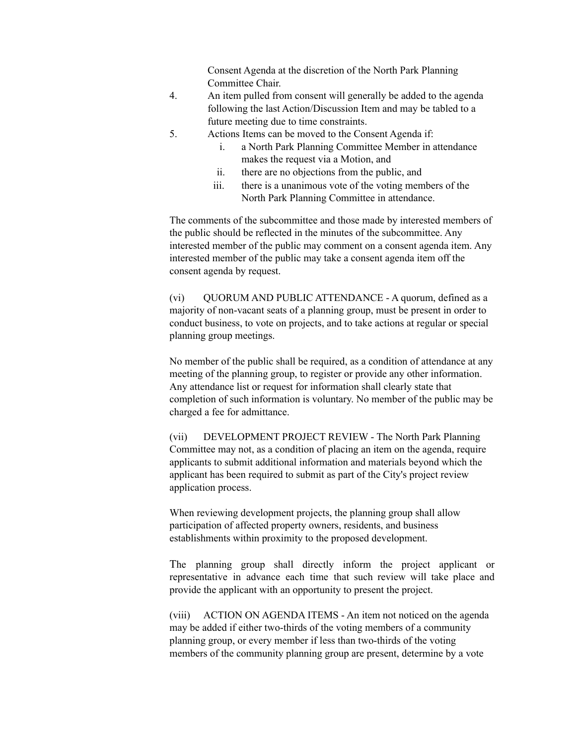Consent Agenda at the discretion of the North Park Planning Committee Chair.

4. An item pulled from consent will generally be added to the agenda following the last Action/Discussion Item and may be tabled to a future meeting due to time constraints.
5. Actions Items can be moved to the Consent Agenda if:
   i. a North Park Planning Committee Member in attendance makes the request via a Motion, and
   ii. there are no objections from the public, and
   iii. there is a unanimous vote of the voting members of the North Park Planning Committee in attendance.

The comments of the subcommittee and those made by interested members of the public should be reflected in the minutes of the subcommittee. Any interested member of the public may comment on a consent agenda item. Any interested member of the public may take a consent agenda item off the consent agenda by request.

(vi) QUORUM AND PUBLIC ATTENDANCE - A quorum, defined as a majority of non-vacant seats of a planning group, must be present in order to conduct business, to vote on projects, and to take actions at regular or special planning group meetings.

No member of the public shall be required, as a condition of attendance at any meeting of the planning group, to register or provide any other information. Any attendance list or request for information shall clearly state that completion of such information is voluntary. No member of the public may be charged a fee for admittance.

(vii) DEVELOPMENT PROJECT REVIEW - The North Park Planning Committee may not, as a condition of placing an item on the agenda, require applicants to submit additional information and materials beyond which the applicant has been required to submit as part of the City's project review application process.

When reviewing development projects, the planning group shall allow participation of affected property owners, residents, and business establishments within proximity to the proposed development.

The planning group shall directly inform the project applicant or representative in advance each time that such review will take place and provide the applicant with an opportunity to present the project.

(viii) ACTION ON AGENDA ITEMS - An item not noticed on the agenda may be added if either two-thirds of the voting members of a community planning group, or every member if less than two-thirds of the voting members of the community planning group are present, determine by a vote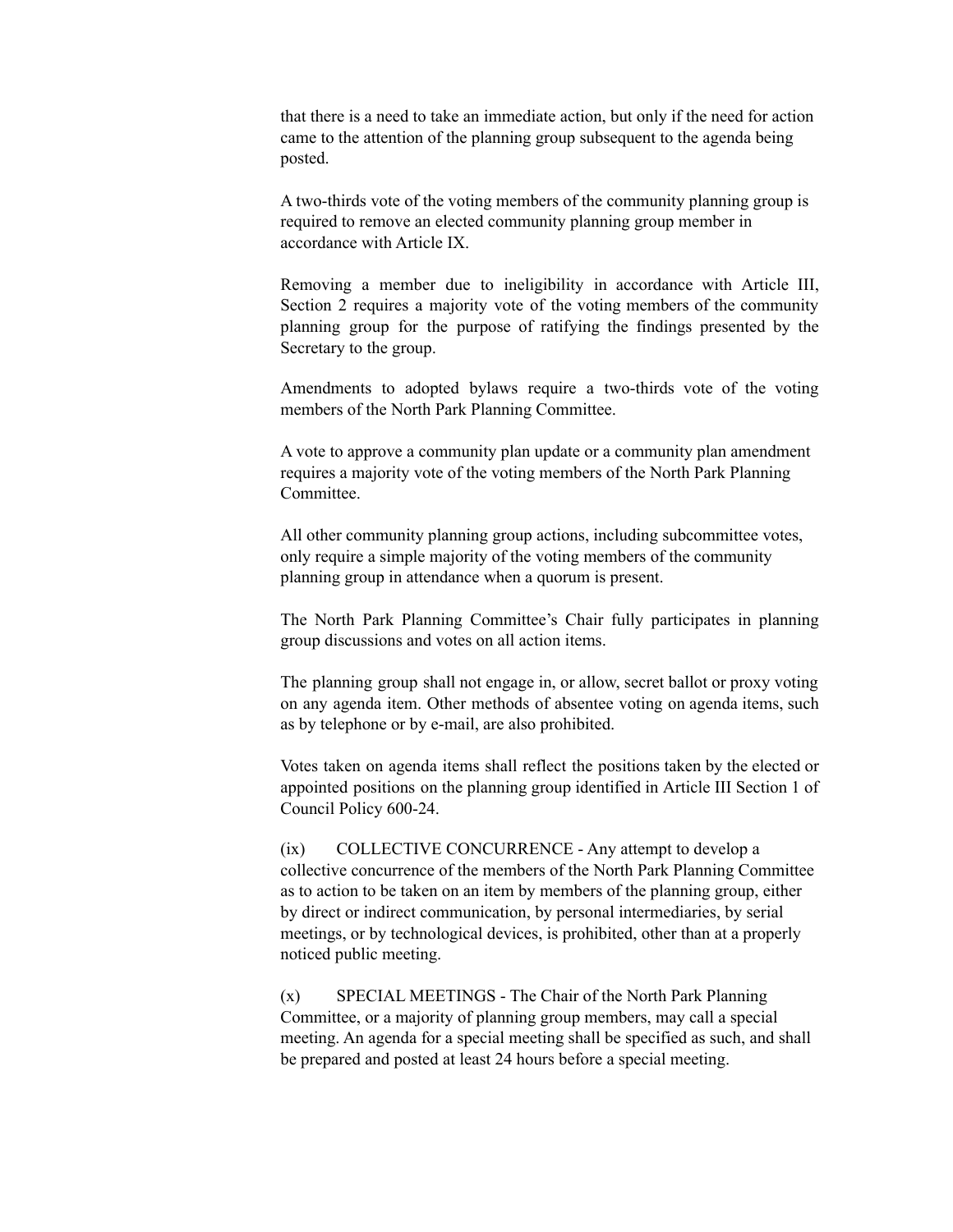that there is a need to take an immediate action, but only if the need for action came to the attention of the planning group subsequent to the agenda being posted.

A two-thirds vote of the voting members of the community planning group is required to remove an elected community planning group member in accordance with Article IX.

Removing a member due to ineligibility in accordance with Article III, Section 2 requires a majority vote of the voting members of the community planning group for the purpose of ratifying the findings presented by the Secretary to the group.

Amendments to adopted bylaws require a two-thirds vote of the voting members of the North Park Planning Committee.

A vote to approve a community plan update or a community plan amendment requires a majority vote of the voting members of the North Park Planning Committee.

All other community planning group actions, including subcommittee votes, only require a simple majority of the voting members of the community planning group in attendance when a quorum is present.

The North Park Planning Committee's Chair fully participates in planning group discussions and votes on all action items.

The planning group shall not engage in, or allow, secret ballot or proxy voting on any agenda item. Other methods of absentee voting on agenda items, such as by telephone or by e-mail, are also prohibited.

Votes taken on agenda items shall reflect the positions taken by the elected or appointed positions on the planning group identified in Article III Section 1 of Council Policy 600-24.

(ix) COLLECTIVE CONCURRENCE - Any attempt to develop a collective concurrence of the members of the North Park Planning Committee as to action to be taken on an item by members of the planning group, either by direct or indirect communication, by personal intermediaries, by serial meetings, or by technological devices, is prohibited, other than at a properly noticed public meeting.

(x) SPECIAL MEETINGS - The Chair of the North Park Planning Committee, or a majority of planning group members, may call a special meeting. An agenda for a special meeting shall be specified as such, and shall be prepared and posted at least 24 hours before a special meeting.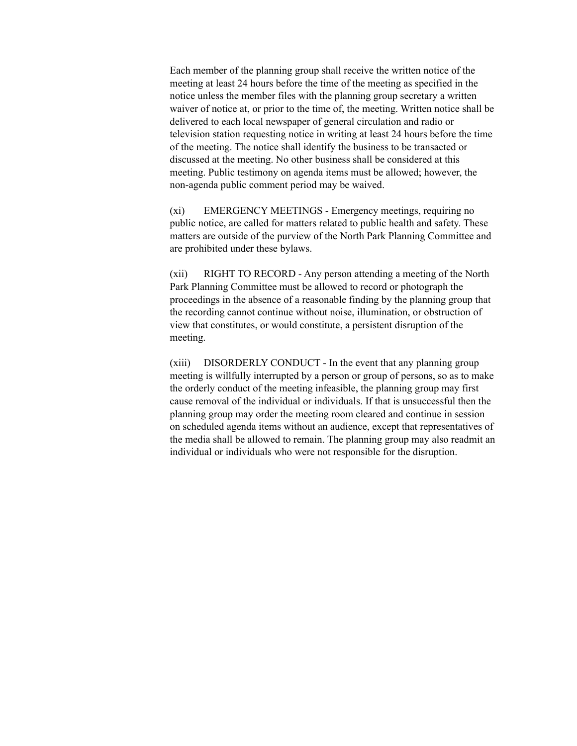Each member of the planning group shall receive the written notice of the meeting at least 24 hours before the time of the meeting as specified in the notice unless the member files with the planning group secretary a written waiver of notice at, or prior to the time of, the meeting. Written notice shall be delivered to each local newspaper of general circulation and radio or television station requesting notice in writing at least 24 hours before the time of the meeting. The notice shall identify the business to be transacted or discussed at the meeting. No other business shall be considered at this meeting. Public testimony on agenda items must be allowed; however, the non-agenda public comment period may be waived.

(xi) EMERGENCY MEETINGS - Emergency meetings, requiring no public notice, are called for matters related to public health and safety. These matters are outside of the purview of the North Park Planning Committee and are prohibited under these bylaws.

(xii) RIGHT TO RECORD - Any person attending a meeting of the North Park Planning Committee must be allowed to record or photograph the proceedings in the absence of a reasonable finding by the planning group that the recording cannot continue without noise, illumination, or obstruction of view that constitutes, or would constitute, a persistent disruption of the meeting.

(xiii) DISORDERLY CONDUCT - In the event that any planning group meeting is willfully interrupted by a person or group of persons, so as to make the orderly conduct of the meeting infeasible, the planning group may first cause removal of the individual or individuals. If that is unsuccessful then the planning group may order the meeting room cleared and continue in session on scheduled agenda items without an audience, except that representatives of the media shall be allowed to remain. The planning group may also readmit an individual or individuals who were not responsible for the disruption.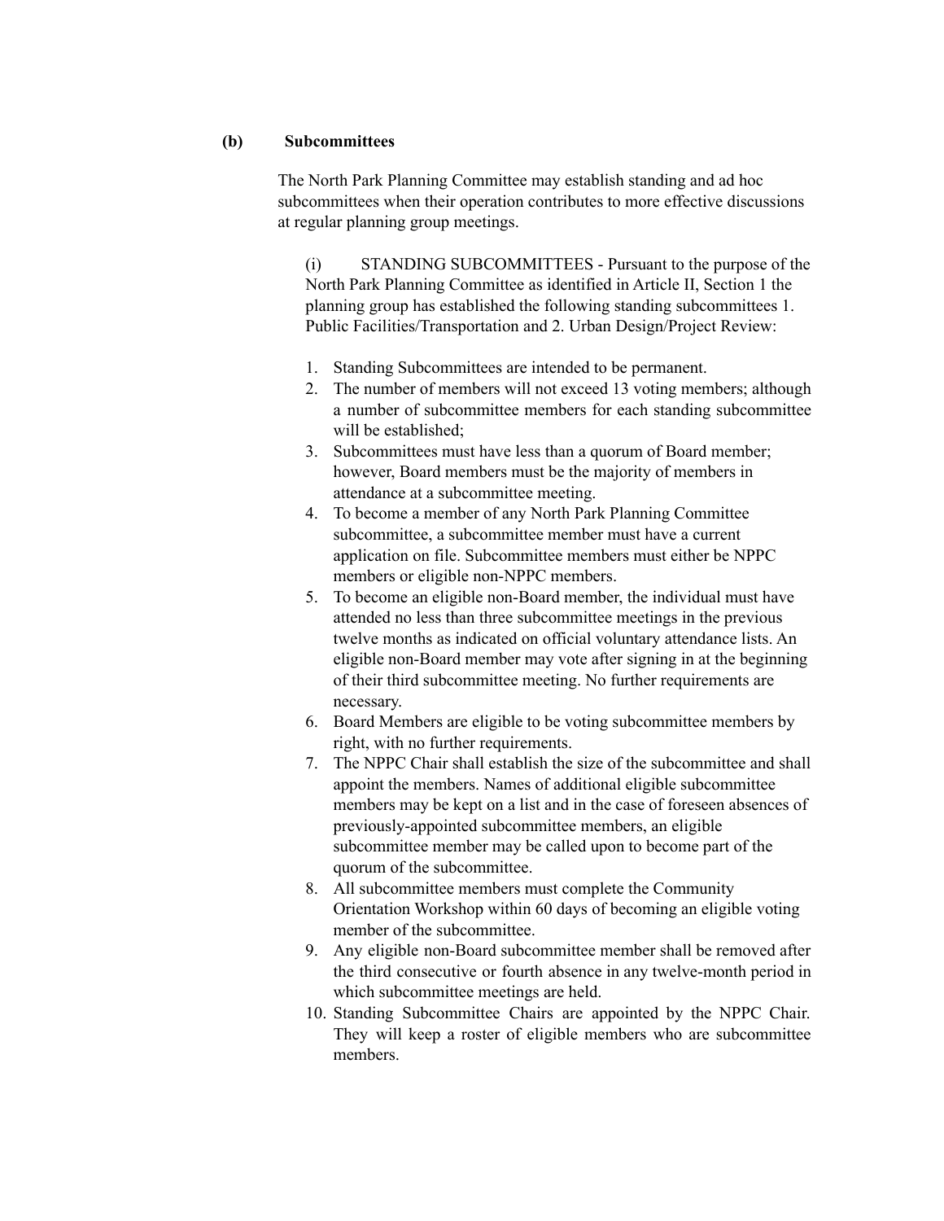**(b) Subcommittees**

The North Park Planning Committee may establish standing and ad hoc subcommittees when their operation contributes to more effective discussions at regular planning group meetings.

(i) STANDING SUBCOMMITTEES - Pursuant to the purpose of the North Park Planning Committee as identified in Article II, Section 1 the planning group has established the following standing subcommittees 1. Public Facilities/Transportation and 2. Urban Design/Project Review:

1. Standing Subcommittees are intended to be permanent.
2. The number of members will not exceed 13 voting members; although a number of subcommittee members for each standing subcommittee will be established;
3. Subcommittees must have less than a quorum of Board member; however, Board members must be the majority of members in attendance at a subcommittee meeting.
4. To become a member of any North Park Planning Committee subcommittee, a subcommittee member must have a current application on file. Subcommittee members must either be NPPC members or eligible non-NPPC members.
5. To become an eligible non-Board member, the individual must have attended no less than three subcommittee meetings in the previous twelve months as indicated on official voluntary attendance lists. An eligible non-Board member may vote after signing in at the beginning of their third subcommittee meeting. No further requirements are necessary.
6. Board Members are eligible to be voting subcommittee members by right, with no further requirements.
7. The NPPC Chair shall establish the size of the subcommittee and shall appoint the members. Names of additional eligible subcommittee members may be kept on a list and in the case of foreseen absences of previously-appointed subcommittee members, an eligible subcommittee member may be called upon to become part of the quorum of the subcommittee.
8. All subcommittee members must complete the Community Orientation Workshop within 60 days of becoming an eligible voting member of the subcommittee.
9. Any eligible non-Board subcommittee member shall be removed after the third consecutive or fourth absence in any twelve-month period in which subcommittee meetings are held.
10. Standing Subcommittee Chairs are appointed by the NPPC Chair. They will keep a roster of eligible members who are subcommittee members.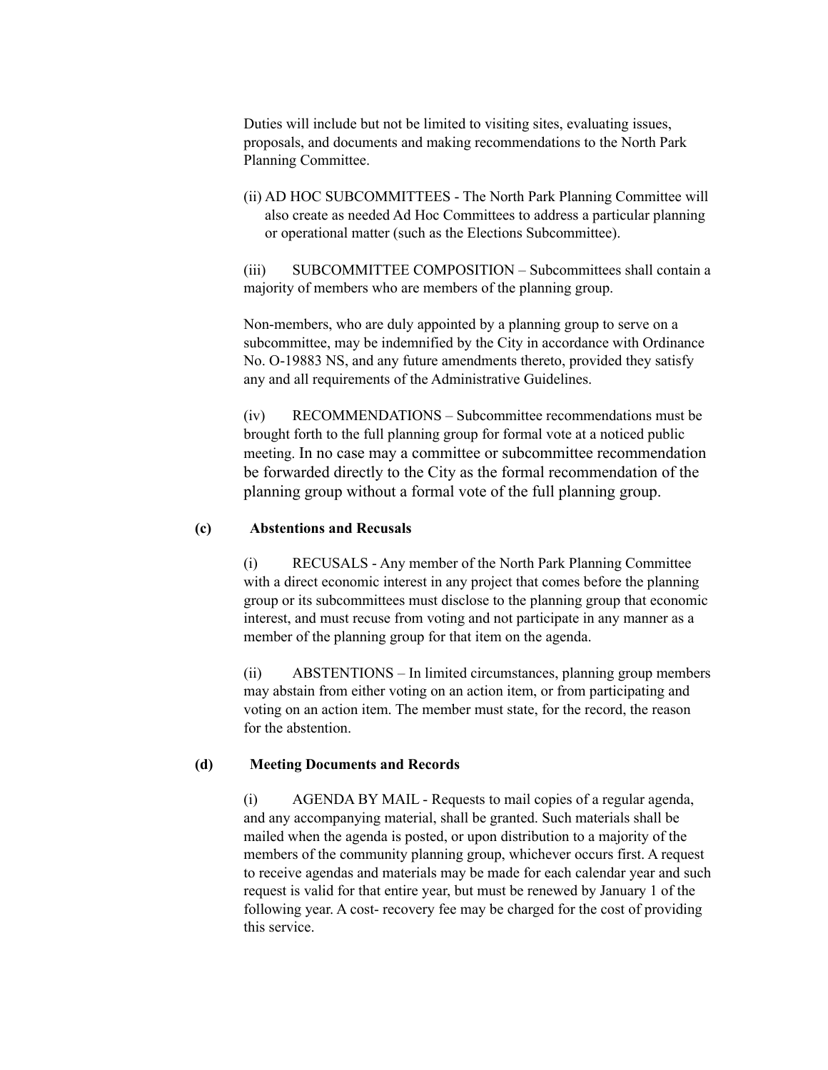Duties will include but not be limited to visiting sites, evaluating issues, proposals, and documents and making recommendations to the North Park Planning Committee.

(ii) AD HOC SUBCOMMITTEES - The North Park Planning Committee will also create as needed Ad Hoc Committees to address a particular planning or operational matter (such as the Elections Subcommittee).

(iii) SUBCOMMITTEE COMPOSITION – Subcommittees shall contain a majority of members who are members of the planning group.

Non-members, who are duly appointed by a planning group to serve on a subcommittee, may be indemnified by the City in accordance with Ordinance No. O-19883 NS, and any future amendments thereto, provided they satisfy any and all requirements of the Administrative Guidelines.

(iv) RECOMMENDATIONS – Subcommittee recommendations must be brought forth to the full planning group for formal vote at a noticed public meeting. In no case may a committee or subcommittee recommendation be forwarded directly to the City as the formal recommendation of the planning group without a formal vote of the full planning group.

**(c) Abstentions and Recusals**

(i) RECUSALS - Any member of the North Park Planning Committee with a direct economic interest in any project that comes before the planning group or its subcommittees must disclose to the planning group that economic interest, and must recuse from voting and not participate in any manner as a member of the planning group for that item on the agenda.

(ii) ABSTENTIONS – In limited circumstances, planning group members may abstain from either voting on an action item, or from participating and voting on an action item. The member must state, for the record, the reason for the abstention.

**(d) Meeting Documents and Records**

(i) AGENDA BY MAIL - Requests to mail copies of a regular agenda, and any accompanying material, shall be granted. Such materials shall be mailed when the agenda is posted, or upon distribution to a majority of the members of the community planning group, whichever occurs first. A request to receive agendas and materials may be made for each calendar year and such request is valid for that entire year, but must be renewed by January 1 of the following year. A cost- recovery fee may be charged for the cost of providing this service.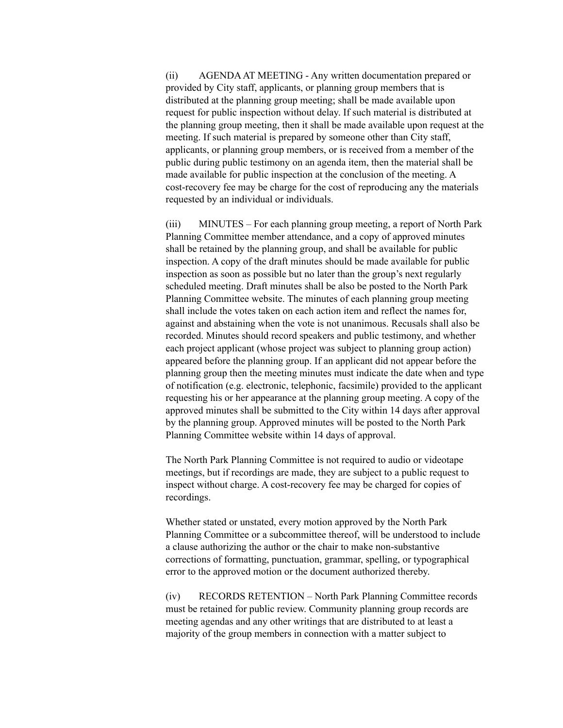(ii) AGENDA AT MEETING - Any written documentation prepared or provided by City staff, applicants, or planning group members that is distributed at the planning group meeting; shall be made available upon request for public inspection without delay. If such material is distributed at the planning group meeting, then it shall be made available upon request at the meeting. If such material is prepared by someone other than City staff, applicants, or planning group members, or is received from a member of the public during public testimony on an agenda item, then the material shall be made available for public inspection at the conclusion of the meeting. A cost-recovery fee may be charge for the cost of reproducing any the materials requested by an individual or individuals.

(iii) MINUTES – For each planning group meeting, a report of North Park Planning Committee member attendance, and a copy of approved minutes shall be retained by the planning group, and shall be available for public inspection. A copy of the draft minutes should be made available for public inspection as soon as possible but no later than the group's next regularly scheduled meeting. Draft minutes shall be also be posted to the North Park Planning Committee website. The minutes of each planning group meeting shall include the votes taken on each action item and reflect the names for, against and abstaining when the vote is not unanimous. Recusals shall also be recorded. Minutes should record speakers and public testimony, and whether each project applicant (whose project was subject to planning group action) appeared before the planning group. If an applicant did not appear before the planning group then the meeting minutes must indicate the date when and type of notification (e.g. electronic, telephonic, facsimile) provided to the applicant requesting his or her appearance at the planning group meeting. A copy of the approved minutes shall be submitted to the City within 14 days after approval by the planning group. Approved minutes will be posted to the North Park Planning Committee website within 14 days of approval.

The North Park Planning Committee is not required to audio or videotape meetings, but if recordings are made, they are subject to a public request to inspect without charge. A cost-recovery fee may be charged for copies of recordings.

Whether stated or unstated, every motion approved by the North Park Planning Committee or a subcommittee thereof, will be understood to include a clause authorizing the author or the chair to make non-substantive corrections of formatting, punctuation, grammar, spelling, or typographical error to the approved motion or the document authorized thereby.

(iv) RECORDS RETENTION – North Park Planning Committee records must be retained for public review. Community planning group records are meeting agendas and any other writings that are distributed to at least a majority of the group members in connection with a matter subject to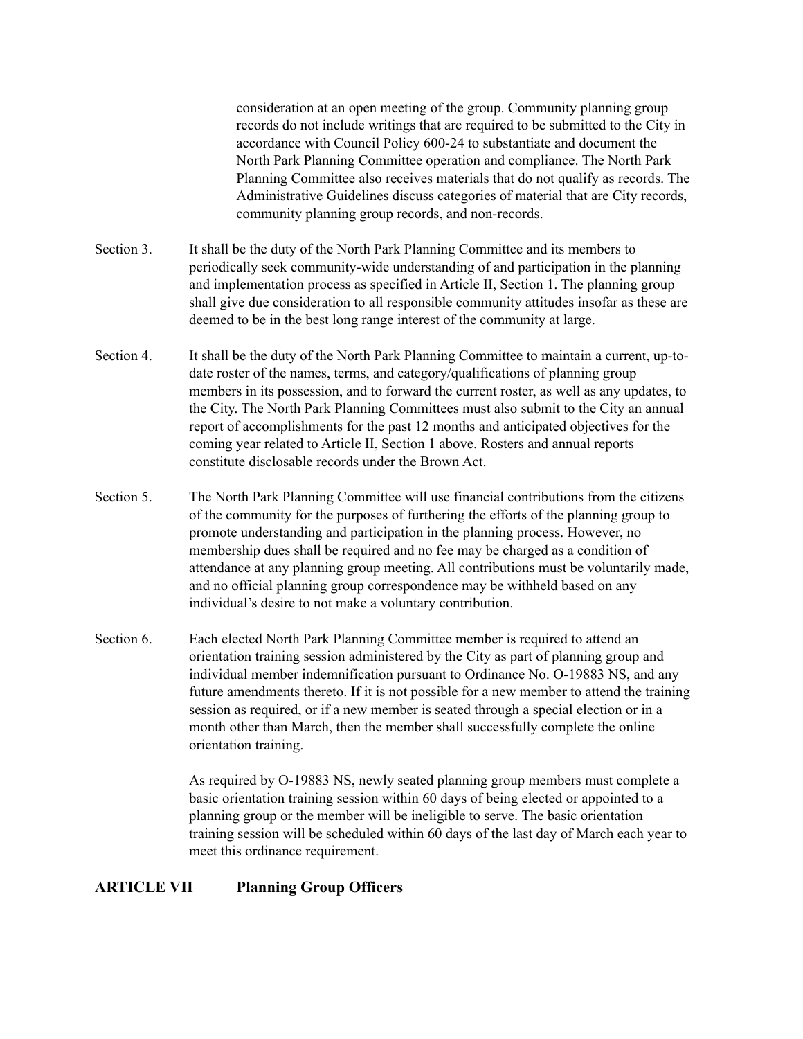consideration at an open meeting of the group. Community planning group records do not include writings that are required to be submitted to the City in accordance with Council Policy 600-24 to substantiate and document the North Park Planning Committee operation and compliance. The North Park Planning Committee also receives materials that do not qualify as records. The Administrative Guidelines discuss categories of material that are City records, community planning group records, and non-records.

Section 3. It shall be the duty of the North Park Planning Committee and its members to periodically seek community-wide understanding of and participation in the planning and implementation process as specified in Article II, Section 1. The planning group shall give due consideration to all responsible community attitudes insofar as these are deemed to be in the best long range interest of the community at large.

Section 4. It shall be the duty of the North Park Planning Committee to maintain a current, up-to-date roster of the names, terms, and category/qualifications of planning group members in its possession, and to forward the current roster, as well as any updates, to the City. The North Park Planning Committees must also submit to the City an annual report of accomplishments for the past 12 months and anticipated objectives for the coming year related to Article II, Section 1 above. Rosters and annual reports constitute disclosable records under the Brown Act.

Section 5. The North Park Planning Committee will use financial contributions from the citizens of the community for the purposes of furthering the efforts of the planning group to promote understanding and participation in the planning process. However, no membership dues shall be required and no fee may be charged as a condition of attendance at any planning group meeting. All contributions must be voluntarily made, and no official planning group correspondence may be withheld based on any individual's desire to not make a voluntary contribution.

Section 6. Each elected North Park Planning Committee member is required to attend an orientation training session administered by the City as part of planning group and individual member indemnification pursuant to Ordinance No. O-19883 NS, and any future amendments thereto. If it is not possible for a new member to attend the training session as required, or if a new member is seated through a special election or in a month other than March, then the member shall successfully complete the online orientation training.

As required by O-19883 NS, newly seated planning group members must complete a basic orientation training session within 60 days of being elected or appointed to a planning group or the member will be ineligible to serve. The basic orientation training session will be scheduled within 60 days of the last day of March each year to meet this ordinance requirement.

## ARTICLE VII Planning Group Officers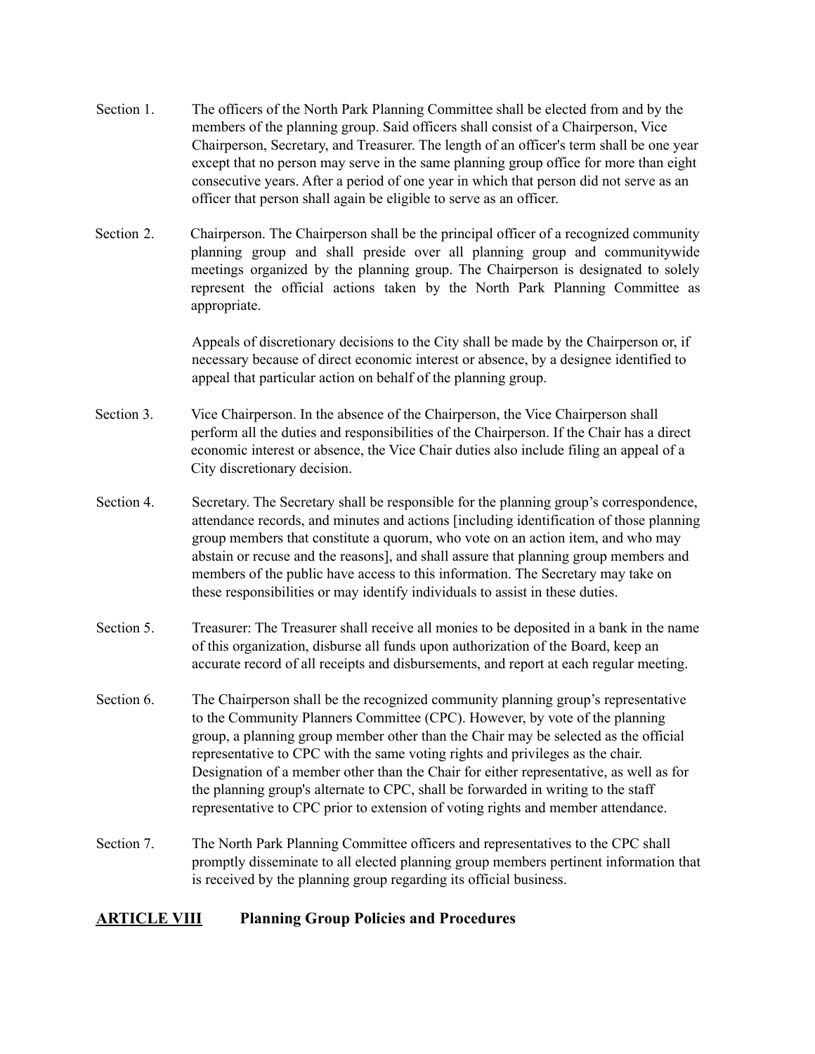Section 1. The officers of the North Park Planning Committee shall be elected from and by the members of the planning group. Said officers shall consist of a Chairperson, Vice Chairperson, Secretary, and Treasurer. The length of an officer's term shall be one year except that no person may serve in the same planning group office for more than eight consecutive years. After a period of one year in which that person did not serve as an officer that person shall again be eligible to serve as an officer.

Section 2. Chairperson. The Chairperson shall be the principal officer of a recognized community planning group and shall preside over all planning group and communitywide meetings organized by the planning group. The Chairperson is designated to solely represent the official actions taken by the North Park Planning Committee as appropriate.

Appeals of discretionary decisions to the City shall be made by the Chairperson or, if necessary because of direct economic interest or absence, by a designee identified to appeal that particular action on behalf of the planning group.

Section 3. Vice Chairperson. In the absence of the Chairperson, the Vice Chairperson shall perform all the duties and responsibilities of the Chairperson. If the Chair has a direct economic interest or absence, the Vice Chair duties also include filing an appeal of a City discretionary decision.

Section 4. Secretary. The Secretary shall be responsible for the planning group's correspondence, attendance records, and minutes and actions [including identification of those planning group members that constitute a quorum, who vote on an action item, and who may abstain or recuse and the reasons], and shall assure that planning group members and members of the public have access to this information. The Secretary may take on these responsibilities or may identify individuals to assist in these duties.

Section 5. Treasurer: The Treasurer shall receive all monies to be deposited in a bank in the name of this organization, disburse all funds upon authorization of the Board, keep an accurate record of all receipts and disbursements, and report at each regular meeting.

Section 6. The Chairperson shall be the recognized community planning group's representative to the Community Planners Committee (CPC). However, by vote of the planning group, a planning group member other than the Chair may be selected as the official representative to CPC with the same voting rights and privileges as the chair. Designation of a member other than the Chair for either representative, as well as for the planning group's alternate to CPC, shall be forwarded in writing to the staff representative to CPC prior to extension of voting rights and member attendance.

Section 7. The North Park Planning Committee officers and representatives to the CPC shall promptly disseminate to all elected planning group members pertinent information that is received by the planning group regarding its official business.

## ARTICLE VIII Planning Group Policies and Procedures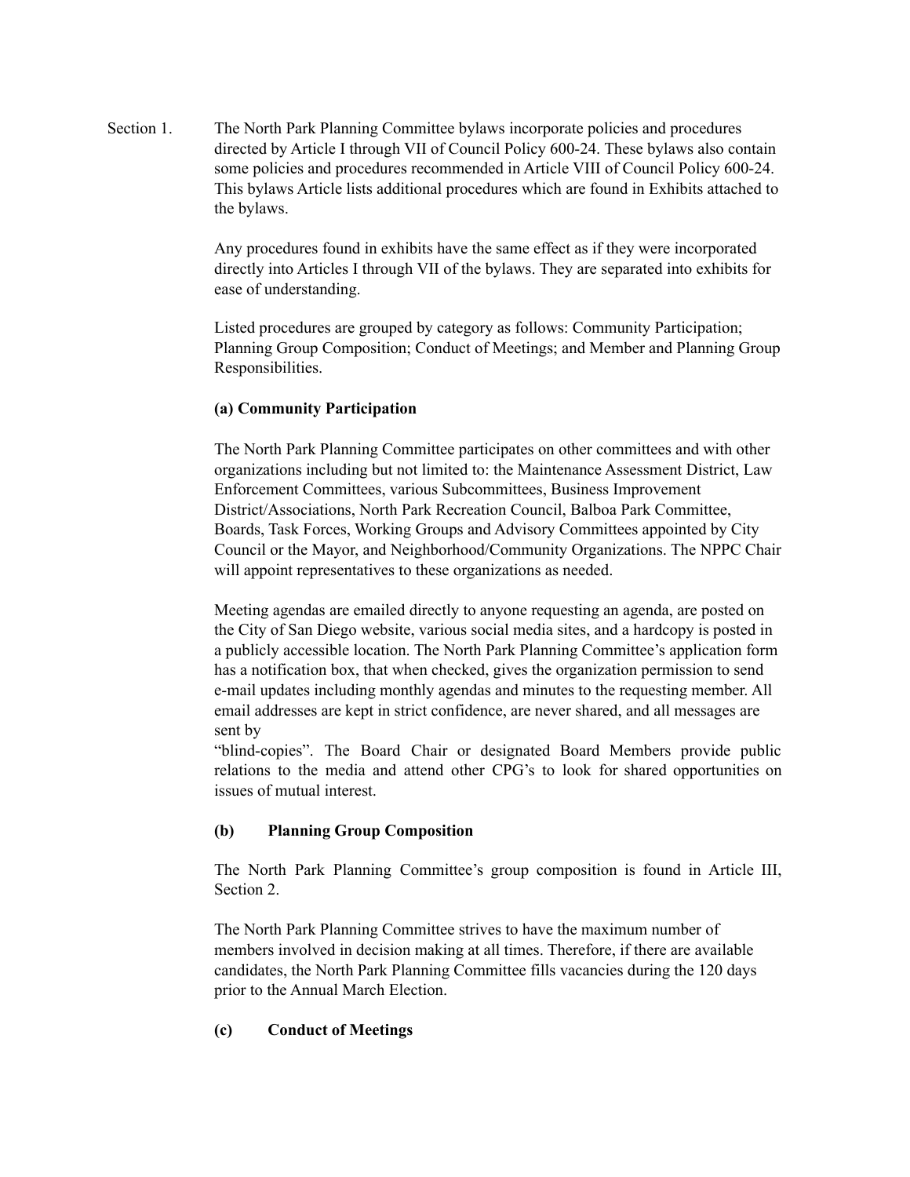Section 1. The North Park Planning Committee bylaws incorporate policies and procedures directed by Article I through VII of Council Policy 600-24. These bylaws also contain some policies and procedures recommended in Article VIII of Council Policy 600-24. This bylaws Article lists additional procedures which are found in Exhibits attached to the bylaws.

Any procedures found in exhibits have the same effect as if they were incorporated directly into Articles I through VII of the bylaws. They are separated into exhibits for ease of understanding.

Listed procedures are grouped by category as follows: Community Participation; Planning Group Composition; Conduct of Meetings; and Member and Planning Group Responsibilities.

**(a) Community Participation**

The North Park Planning Committee participates on other committees and with other organizations including but not limited to: the Maintenance Assessment District, Law Enforcement Committees, various Subcommittees, Business Improvement District/Associations, North Park Recreation Council, Balboa Park Committee, Boards, Task Forces, Working Groups and Advisory Committees appointed by City Council or the Mayor, and Neighborhood/Community Organizations. The NPPC Chair will appoint representatives to these organizations as needed.

Meeting agendas are emailed directly to anyone requesting an agenda, are posted on the City of San Diego website, various social media sites, and a hardcopy is posted in a publicly accessible location. The North Park Planning Committee's application form has a notification box, that when checked, gives the organization permission to send e-mail updates including monthly agendas and minutes to the requesting member. All email addresses are kept in strict confidence, are never shared, and all messages are sent by "blind-copies". The Board Chair or designated Board Members provide public relations to the media and attend other CPG's to look for shared opportunities on issues of mutual interest.

**(b) Planning Group Composition**

The North Park Planning Committee's group composition is found in Article III, Section 2.

The North Park Planning Committee strives to have the maximum number of members involved in decision making at all times. Therefore, if there are available candidates, the North Park Planning Committee fills vacancies during the 120 days prior to the Annual March Election.

**(c) Conduct of Meetings**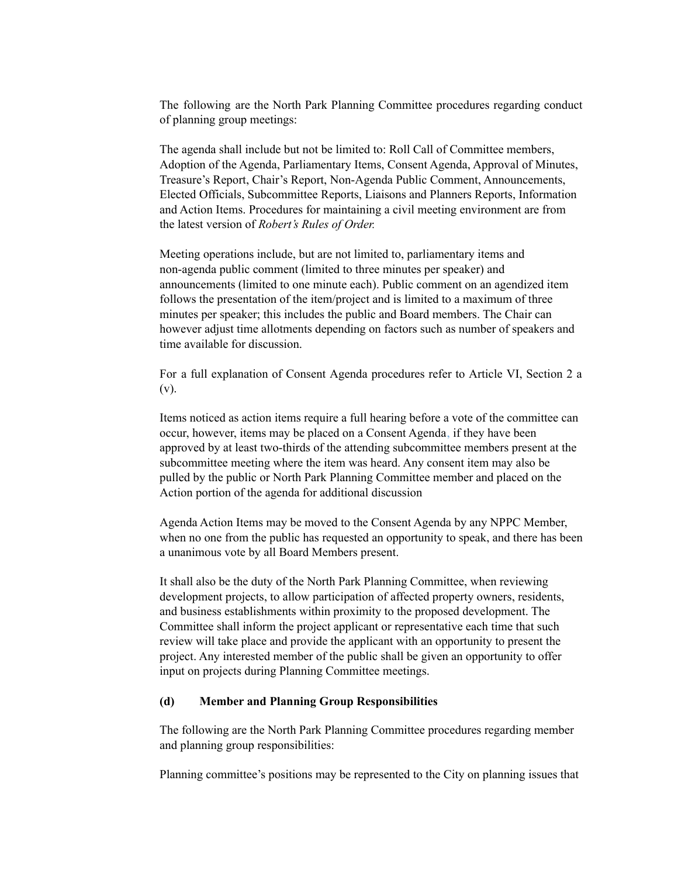The following are the North Park Planning Committee procedures regarding conduct of planning group meetings:

The agenda shall include but not be limited to: Roll Call of Committee members, Adoption of the Agenda, Parliamentary Items, Consent Agenda, Approval of Minutes, Treasure's Report, Chair's Report, Non-Agenda Public Comment, Announcements, Elected Officials, Subcommittee Reports, Liaisons and Planners Reports, Information and Action Items. Procedures for maintaining a civil meeting environment are from the latest version of *Robert's Rules of Order.*

Meeting operations include, but are not limited to, parliamentary items and non-agenda public comment (limited to three minutes per speaker) and announcements (limited to one minute each). Public comment on an agendized item follows the presentation of the item/project and is limited to a maximum of three minutes per speaker; this includes the public and Board members. The Chair can however adjust time allotments depending on factors such as number of speakers and time available for discussion.

For a full explanation of Consent Agenda procedures refer to Article VI, Section 2 a (v).

Items noticed as action items require a full hearing before a vote of the committee can occur, however, items may be placed on a Consent Agenda, if they have been approved by at least two-thirds of the attending subcommittee members present at the subcommittee meeting where the item was heard. Any consent item may also be pulled by the public or North Park Planning Committee member and placed on the Action portion of the agenda for additional discussion

Agenda Action Items may be moved to the Consent Agenda by any NPPC Member, when no one from the public has requested an opportunity to speak, and there has been a unanimous vote by all Board Members present.

It shall also be the duty of the North Park Planning Committee, when reviewing development projects, to allow participation of affected property owners, residents, and business establishments within proximity to the proposed development. The Committee shall inform the project applicant or representative each time that such review will take place and provide the applicant with an opportunity to present the project. Any interested member of the public shall be given an opportunity to offer input on projects during Planning Committee meetings.

**(d) Member and Planning Group Responsibilities**

The following are the North Park Planning Committee procedures regarding member and planning group responsibilities:

Planning committee's positions may be represented to the City on planning issues that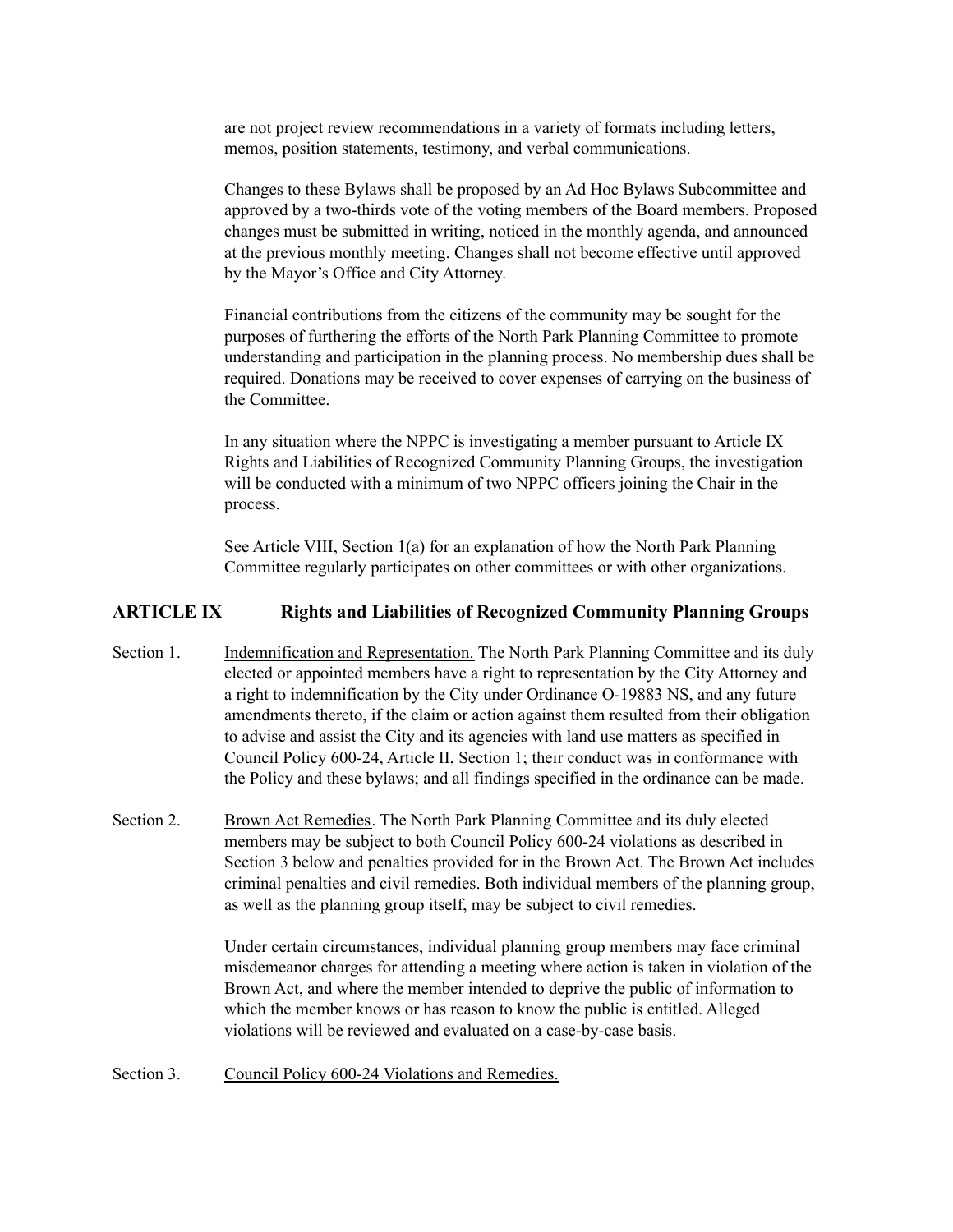are not project review recommendations in a variety of formats including letters, memos, position statements, testimony, and verbal communications.

Changes to these Bylaws shall be proposed by an Ad Hoc Bylaws Subcommittee and approved by a two-thirds vote of the voting members of the Board members. Proposed changes must be submitted in writing, noticed in the monthly agenda, and announced at the previous monthly meeting. Changes shall not become effective until approved by the Mayor's Office and City Attorney.

Financial contributions from the citizens of the community may be sought for the purposes of furthering the efforts of the North Park Planning Committee to promote understanding and participation in the planning process. No membership dues shall be required. Donations may be received to cover expenses of carrying on the business of the Committee.

In any situation where the NPPC is investigating a member pursuant to Article IX Rights and Liabilities of Recognized Community Planning Groups, the investigation will be conducted with a minimum of two NPPC officers joining the Chair in the process.

See Article VIII, Section 1(a) for an explanation of how the North Park Planning Committee regularly participates on other committees or with other organizations.

## ARTICLE IX Rights and Liabilities of Recognized Community Planning Groups

Section 1. Indemnification and Representation. The North Park Planning Committee and its duly elected or appointed members have a right to representation by the City Attorney and a right to indemnification by the City under Ordinance O-19883 NS, and any future amendments thereto, if the claim or action against them resulted from their obligation to advise and assist the City and its agencies with land use matters as specified in Council Policy 600-24, Article II, Section 1; their conduct was in conformance with the Policy and these bylaws; and all findings specified in the ordinance can be made.

Section 2. Brown Act Remedies. The North Park Planning Committee and its duly elected members may be subject to both Council Policy 600-24 violations as described in Section 3 below and penalties provided for in the Brown Act. The Brown Act includes criminal penalties and civil remedies. Both individual members of the planning group, as well as the planning group itself, may be subject to civil remedies.

Under certain circumstances, individual planning group members may face criminal misdemeanor charges for attending a meeting where action is taken in violation of the Brown Act, and where the member intended to deprive the public of information to which the member knows or has reason to know the public is entitled. Alleged violations will be reviewed and evaluated on a case-by-case basis.

Section 3. Council Policy 600-24 Violations and Remedies.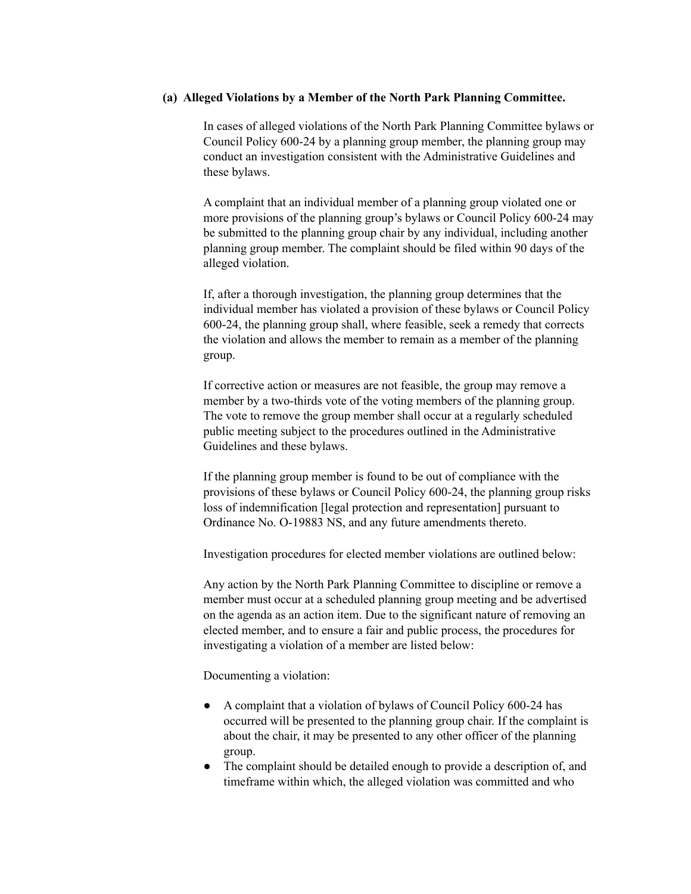**(a) Alleged Violations by a Member of the North Park Planning Committee.**

In cases of alleged violations of the North Park Planning Committee bylaws or Council Policy 600-24 by a planning group member, the planning group may conduct an investigation consistent with the Administrative Guidelines and these bylaws.

A complaint that an individual member of a planning group violated one or more provisions of the planning group's bylaws or Council Policy 600-24 may be submitted to the planning group chair by any individual, including another planning group member. The complaint should be filed within 90 days of the alleged violation.

If, after a thorough investigation, the planning group determines that the individual member has violated a provision of these bylaws or Council Policy 600-24, the planning group shall, where feasible, seek a remedy that corrects the violation and allows the member to remain as a member of the planning group.

If corrective action or measures are not feasible, the group may remove a member by a two-thirds vote of the voting members of the planning group. The vote to remove the group member shall occur at a regularly scheduled public meeting subject to the procedures outlined in the Administrative Guidelines and these bylaws.

If the planning group member is found to be out of compliance with the provisions of these bylaws or Council Policy 600-24, the planning group risks loss of indemnification [legal protection and representation] pursuant to Ordinance No. O-19883 NS, and any future amendments thereto.

Investigation procedures for elected member violations are outlined below:

Any action by the North Park Planning Committee to discipline or remove a member must occur at a scheduled planning group meeting and be advertised on the agenda as an action item. Due to the significant nature of removing an elected member, and to ensure a fair and public process, the procedures for investigating a violation of a member are listed below:

Documenting a violation:

- A complaint that a violation of bylaws of Council Policy 600-24 has occurred will be presented to the planning group chair. If the complaint is about the chair, it may be presented to any other officer of the planning group.
- The complaint should be detailed enough to provide a description of, and timeframe within which, the alleged violation was committed and who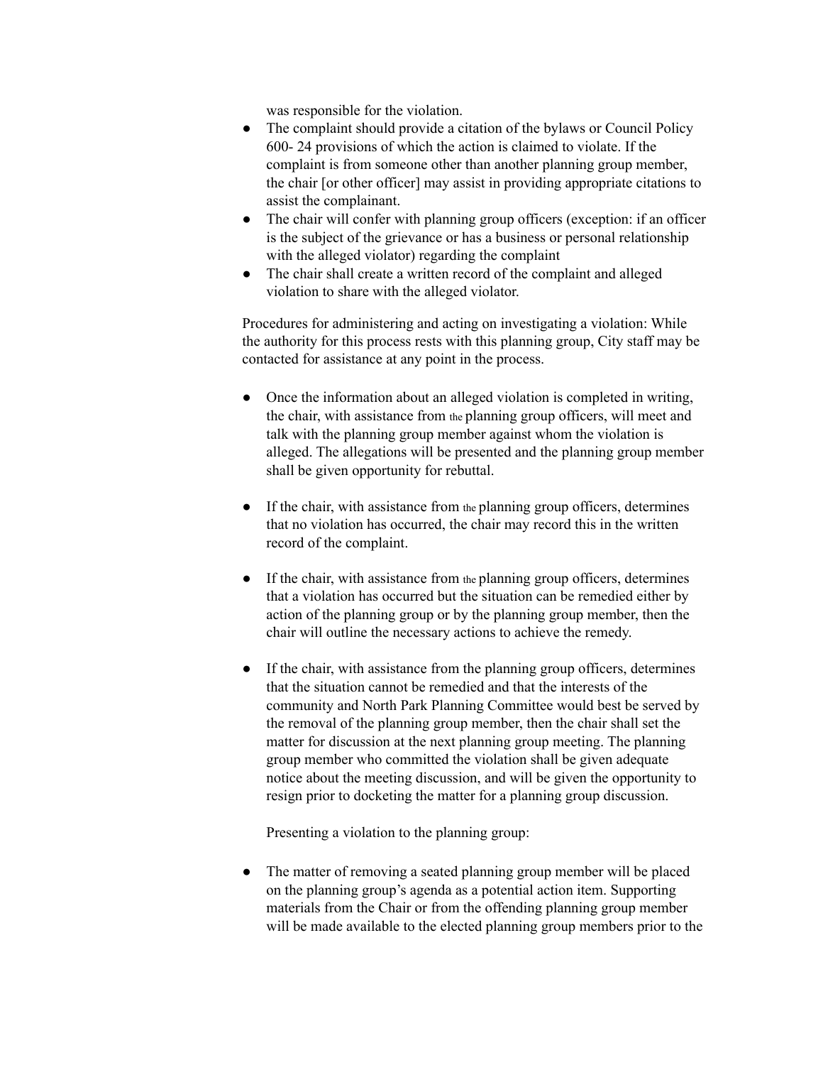was responsible for the violation.

- The complaint should provide a citation of the bylaws or Council Policy 600- 24 provisions of which the action is claimed to violate. If the complaint is from someone other than another planning group member, the chair [or other officer] may assist in providing appropriate citations to assist the complainant.
- The chair will confer with planning group officers (exception: if an officer is the subject of the grievance or has a business or personal relationship with the alleged violator) regarding the complaint
- The chair shall create a written record of the complaint and alleged violation to share with the alleged violator.

Procedures for administering and acting on investigating a violation: While the authority for this process rests with this planning group, City staff may be contacted for assistance at any point in the process.

- Once the information about an alleged violation is completed in writing, the chair, with assistance from the planning group officers, will meet and talk with the planning group member against whom the violation is alleged. The allegations will be presented and the planning group member shall be given opportunity for rebuttal.

- If the chair, with assistance from the planning group officers, determines that no violation has occurred, the chair may record this in the written record of the complaint.

- If the chair, with assistance from the planning group officers, determines that a violation has occurred but the situation can be remedied either by action of the planning group or by the planning group member, then the chair will outline the necessary actions to achieve the remedy.

- If the chair, with assistance from the planning group officers, determines that the situation cannot be remedied and that the interests of the community and North Park Planning Committee would best be served by the removal of the planning group member, then the chair shall set the matter for discussion at the next planning group meeting. The planning group member who committed the violation shall be given adequate notice about the meeting discussion, and will be given the opportunity to resign prior to docketing the matter for a planning group discussion.

  Presenting a violation to the planning group:

- The matter of removing a seated planning group member will be placed on the planning group's agenda as a potential action item. Supporting materials from the Chair or from the offending planning group member will be made available to the elected planning group members prior to the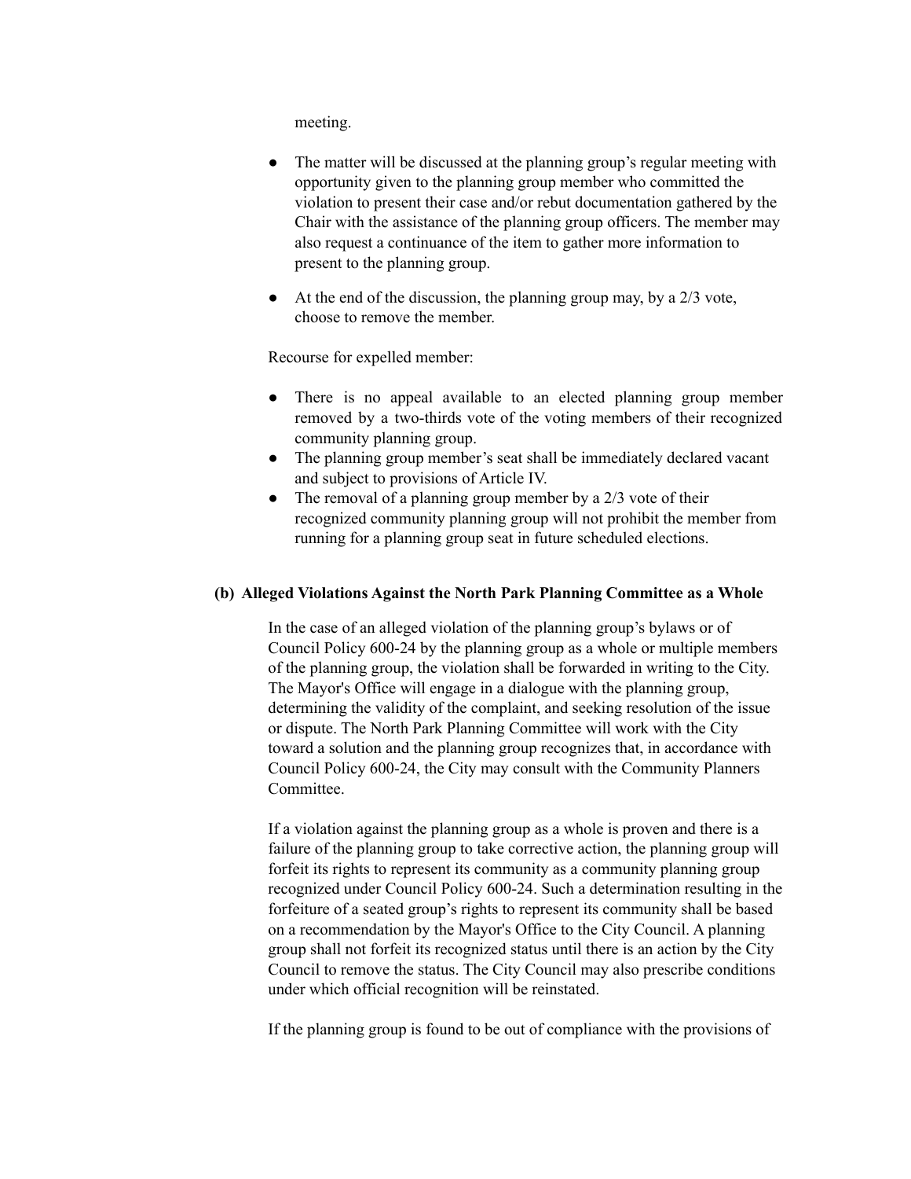meeting.

- The matter will be discussed at the planning group's regular meeting with opportunity given to the planning group member who committed the violation to present their case and/or rebut documentation gathered by the Chair with the assistance of the planning group officers. The member may also request a continuance of the item to gather more information to present to the planning group.

- At the end of the discussion, the planning group may, by a 2/3 vote, choose to remove the member.

Recourse for expelled member:

- There is no appeal available to an elected planning group member removed by a two-thirds vote of the voting members of their recognized community planning group.
- The planning group member's seat shall be immediately declared vacant and subject to provisions of Article IV.
- The removal of a planning group member by a 2/3 vote of their recognized community planning group will not prohibit the member from running for a planning group seat in future scheduled elections.

**(b) Alleged Violations Against the North Park Planning Committee as a Whole**

In the case of an alleged violation of the planning group's bylaws or of Council Policy 600-24 by the planning group as a whole or multiple members of the planning group, the violation shall be forwarded in writing to the City. The Mayor's Office will engage in a dialogue with the planning group, determining the validity of the complaint, and seeking resolution of the issue or dispute. The North Park Planning Committee will work with the City toward a solution and the planning group recognizes that, in accordance with Council Policy 600-24, the City may consult with the Community Planners Committee.

If a violation against the planning group as a whole is proven and there is a failure of the planning group to take corrective action, the planning group will forfeit its rights to represent its community as a community planning group recognized under Council Policy 600-24. Such a determination resulting in the forfeiture of a seated group's rights to represent its community shall be based on a recommendation by the Mayor's Office to the City Council. A planning group shall not forfeit its recognized status until there is an action by the City Council to remove the status. The City Council may also prescribe conditions under which official recognition will be reinstated.

If the planning group is found to be out of compliance with the provisions of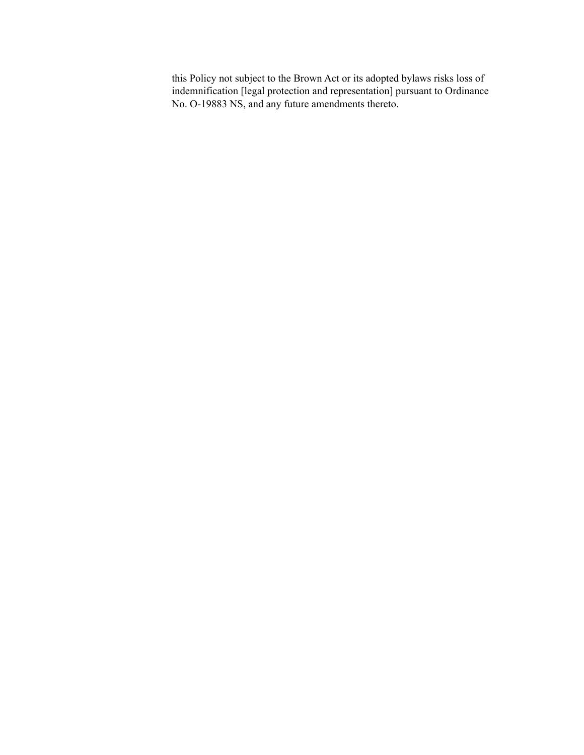this Policy not subject to the Brown Act or its adopted bylaws risks loss of indemnification [legal protection and representation] pursuant to Ordinance No. O-19883 NS, and any future amendments thereto.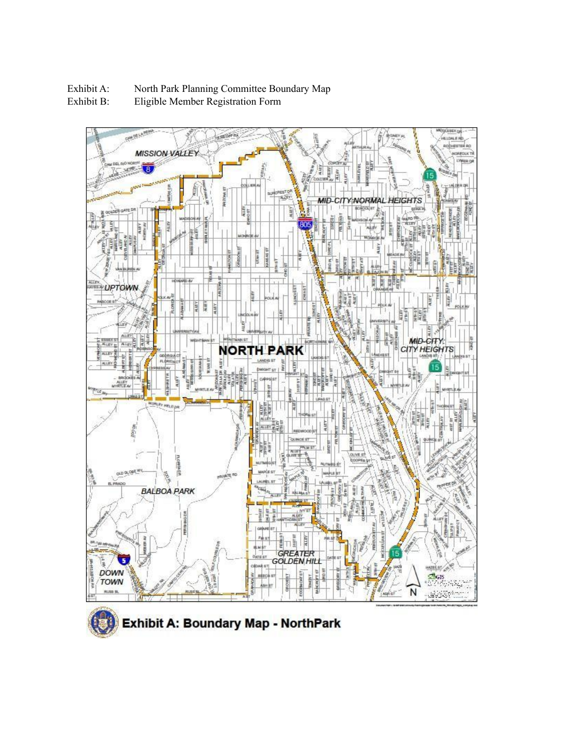Exhibit A: North Park Planning Committee Boundary Map
Exhibit B: Eligible Member Registration Form

Exhibit A: Boundary Map - NorthPark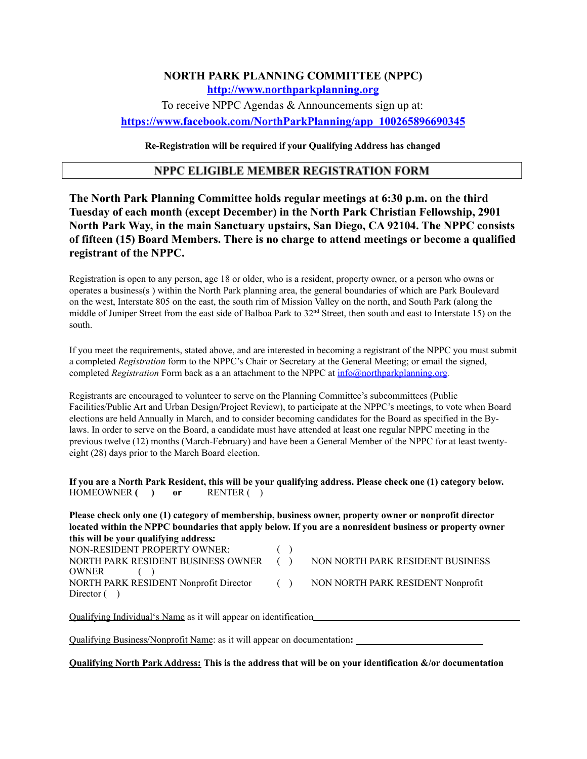**NORTH PARK PLANNING COMMITTEE (NPPC)**

**http://www.northparkplanning.org**

To receive NPPC Agendas & Announcements sign up at:

**https://www.facebook.com/NorthParkPlanning/app_100265896690345**

**Re-Registration will be required if your Qualifying Address has changed**

## NPPC ELIGIBLE MEMBER REGISTRATION FORM

**The North Park Planning Committee holds regular meetings at 6:30 p.m. on the third Tuesday of each month (except December) in the North Park Christian Fellowship, 2901 North Park Way, in the main Sanctuary upstairs, San Diego, CA 92104. The NPPC consists of fifteen (15) Board Members. There is no charge to attend meetings or become a qualified registrant of the NPPC.**

Registration is open to any person, age 18 or older, who is a resident, property owner, or a person who owns or operates a business(s ) within the North Park planning area, the general boundaries of which are Park Boulevard on the west, Interstate 805 on the east, the south rim of Mission Valley on the north, and South Park (along the middle of Juniper Street from the east side of Balboa Park to 32nd Street, then south and east to Interstate 15) on the south.

If you meet the requirements, stated above, and are interested in becoming a registrant of the NPPC you must submit a completed *Registration* form to the NPPC's Chair or Secretary at the General Meeting; or email the signed, completed *Registration* Form back as a an attachment to the NPPC at info@northparkplanning.org.

Registrants are encouraged to volunteer to serve on the Planning Committee's subcommittees (Public Facilities/Public Art and Urban Design/Project Review), to participate at the NPPC's meetings, to vote when Board elections are held Annually in March, and to consider becoming candidates for the Board as specified in the By-laws. In order to serve on the Board, a candidate must have attended at least one regular NPPC meeting in the previous twelve (12) months (March-February) and have been a General Member of the NPPC for at least twenty-eight (28) days prior to the March Board election.

**If you are a North Park Resident, this will be your qualifying address. Please check one (1) category below.**
HOMEOWNER **( )** **or** RENTER ( )

**Please check only one (1) category of membership, business owner, property owner or nonprofit director located within the NPPC boundaries that apply below. If you are a nonresident business or property owner this will be your qualifying address:**

NON-RESIDENT PROPERTY OWNER: ( )

NORTH PARK RESIDENT BUSINESS OWNER ( ) NON NORTH PARK RESIDENT BUSINESS OWNER ( )

NORTH PARK RESIDENT Nonprofit Director ( ) NON NORTH PARK RESIDENT Nonprofit Director ( )

Qualifying Individual's Name as it will appear on identification\_\_\_\_\_\_\_\_\_\_\_\_\_\_\_\_\_\_\_\_\_\_\_\_\_\_\_\_\_\_

Qualifying Business/Nonprofit Name: as it will appear on documentation**:** \_\_\_\_\_\_\_\_\_\_\_\_\_\_\_\_\_\_\_\_\_\_\_\_

**Qualifying North Park Address: This is the address that will be on your identification &/or documentation**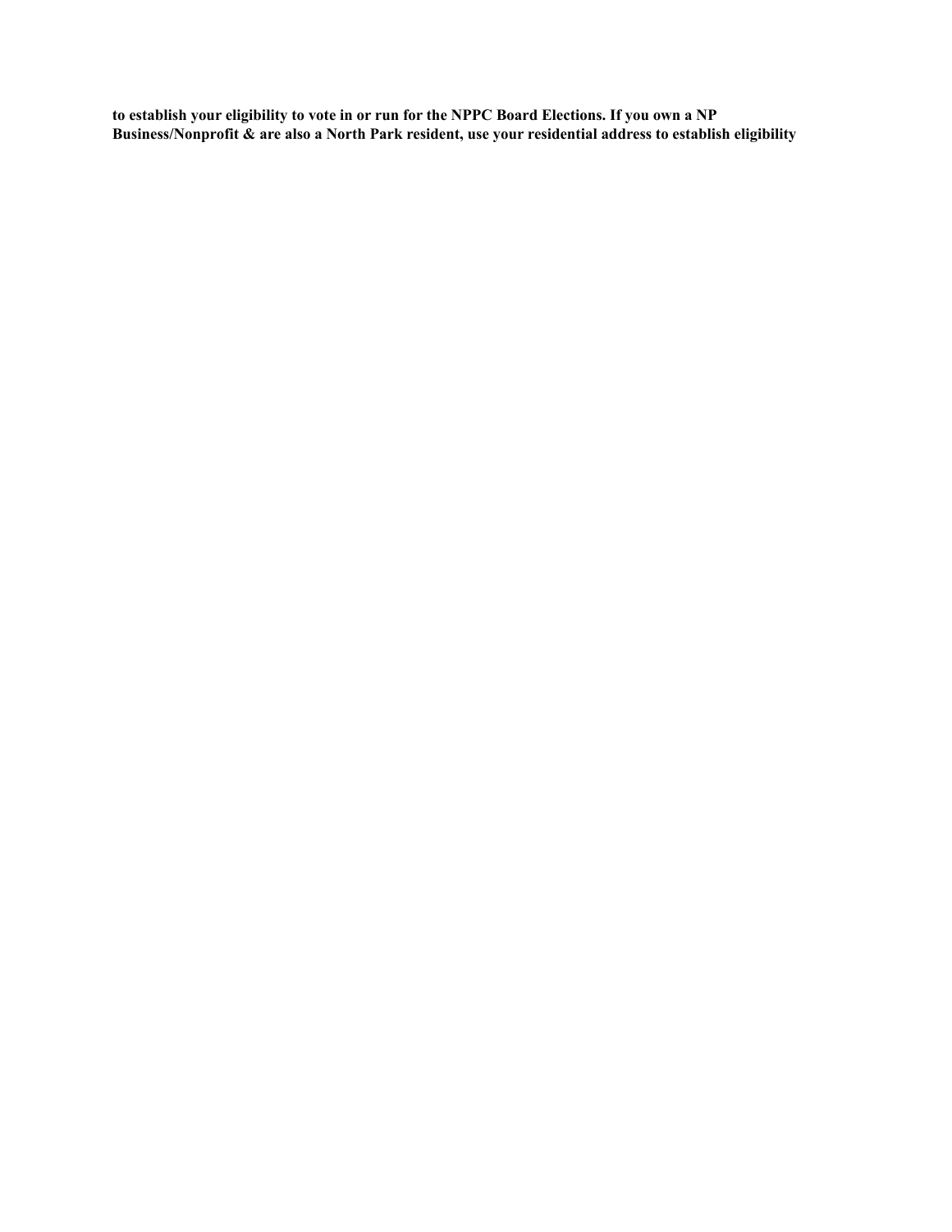**to establish your eligibility to vote in or run for the NPPC Board Elections. If you own a NP Business/Nonprofit & are also a North Park resident, use your residential address to establish eligibility**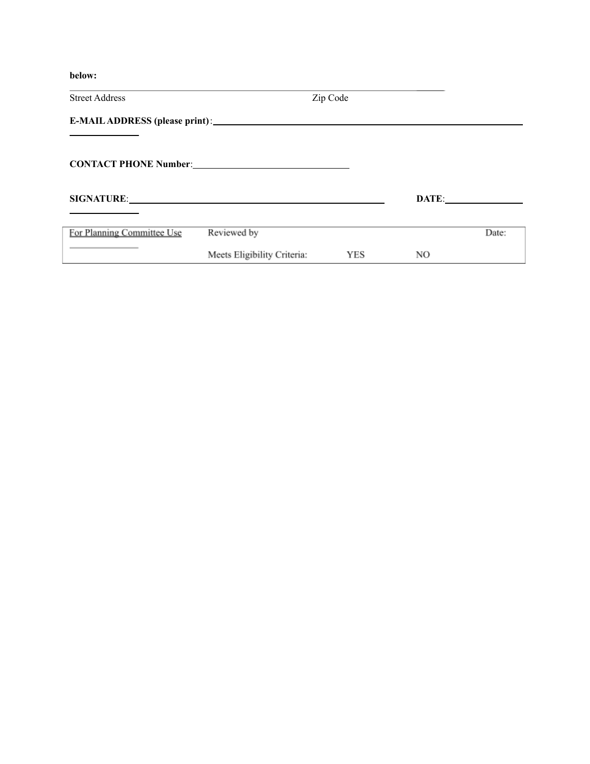**below:**

______________________________________________________________________

Street Address Zip Code

**E-MAIL ADDRESS (please print)**: ______________________________________________

**CONTACT PHONE Number**: ______________________

**SIGNATURE**: ________________________________________ **DATE**: ____________

| | | | | |
|---|---|---|---|---|
| For Planning Committee Use | Reviewed by | | | Date: |
| | Meets Eligibility Criteria: | YES | NO | |